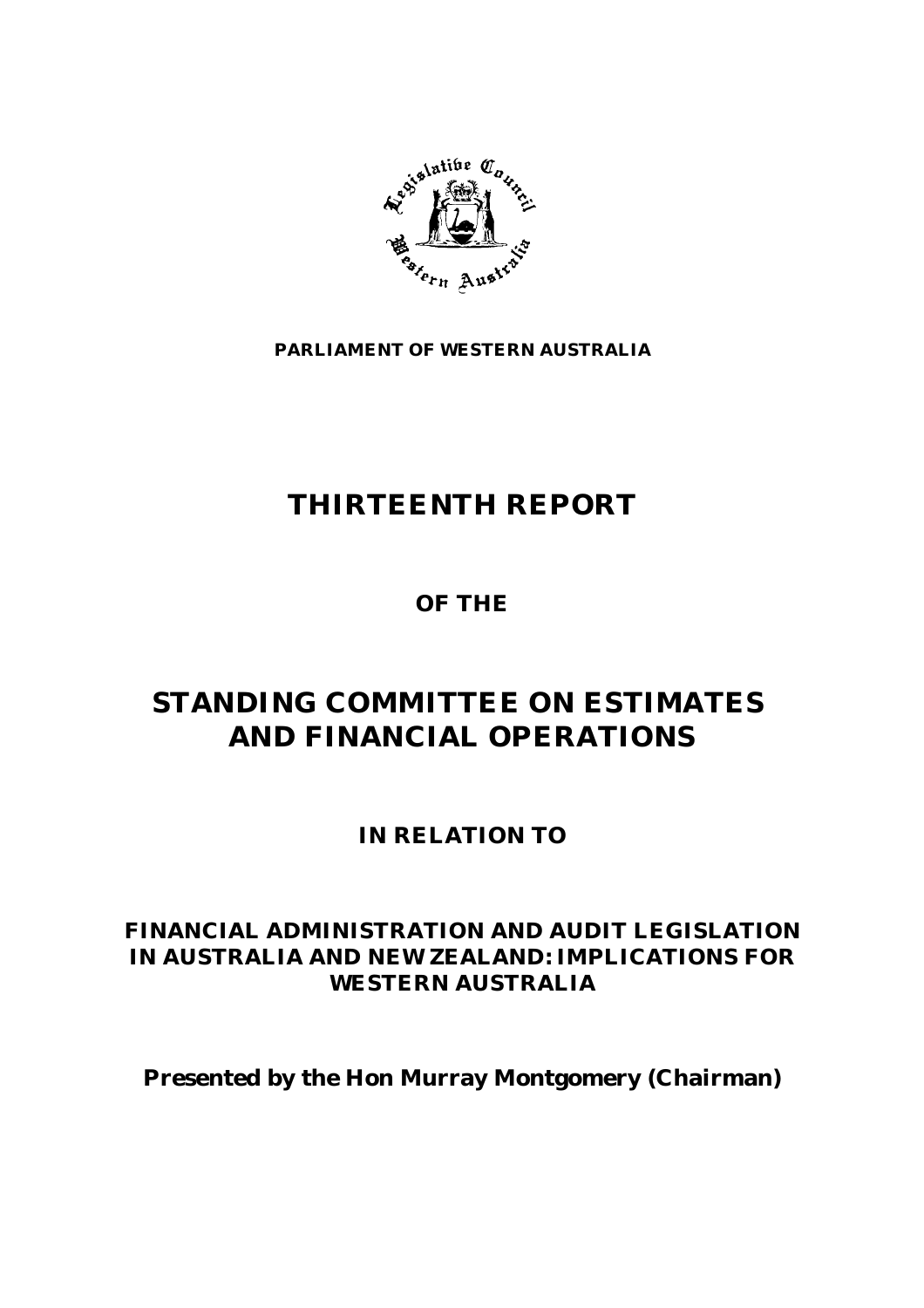**PARLIAMENT OF WESTERN AUSTRALIA**

# THIRTEENTH REPORT

## OF THE

# STANDING COMMITTEE ON ESTIMATES AND FINANCIAL OPERATIONS

## IN RELATION TO

## FINANCIAL ADMINISTRATION AND AUDIT LEGISLATION IN AUSTRALIA AND NEW ZEALAND: IMPLICATIONS FOR WESTERN AUSTRALIA

**Presented by the Hon Murray Montgomery (Chairman)**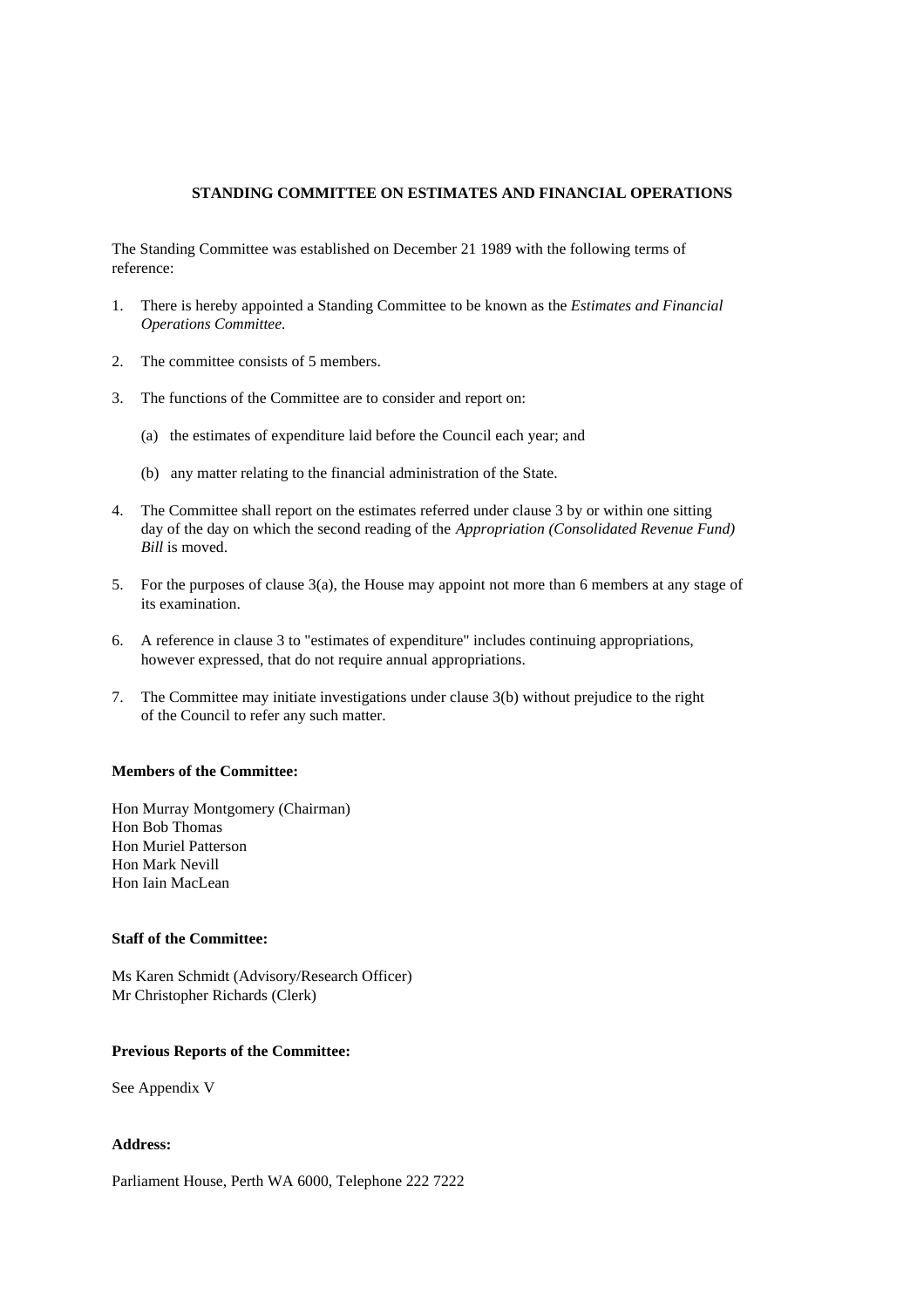## STANDING COMMITTEE ON ESTIMATES AND FINANCIAL OPERATIONS

The Standing Committee was established on December 21 1989 with the following terms of reference:

1. There is hereby appointed a Standing Committee to be known as the *Estimates and Financial Operations Committee.*

2. The committee consists of 5 members.

3. The functions of the Committee are to consider and report on:

   (a) the estimates of expenditure laid before the Council each year; and

   (b) any matter relating to the financial administration of the State.

4. The Committee shall report on the estimates referred under clause 3 by or within one sitting day of the day on which the second reading of the *Appropriation (Consolidated Revenue Fund) Bill* is moved.

5. For the purposes of clause 3(a), the House may appoint not more than 6 members at any stage of its examination.

6. A reference in clause 3 to "estimates of expenditure" includes continuing appropriations, however expressed, that do not require annual appropriations.

7. The Committee may initiate investigations under clause 3(b) without prejudice to the right of the Council to refer any such matter.

**Members of the Committee:**

Hon Murray Montgomery (Chairman)
Hon Bob Thomas
Hon Muriel Patterson
Hon Mark Nevill
Hon Iain MacLean

**Staff of the Committee:**

Ms Karen Schmidt (Advisory/Research Officer)
Mr Christopher Richards (Clerk)

**Previous Reports of the Committee:**

See Appendix V

**Address:**

Parliament House, Perth WA 6000, Telephone 222 7222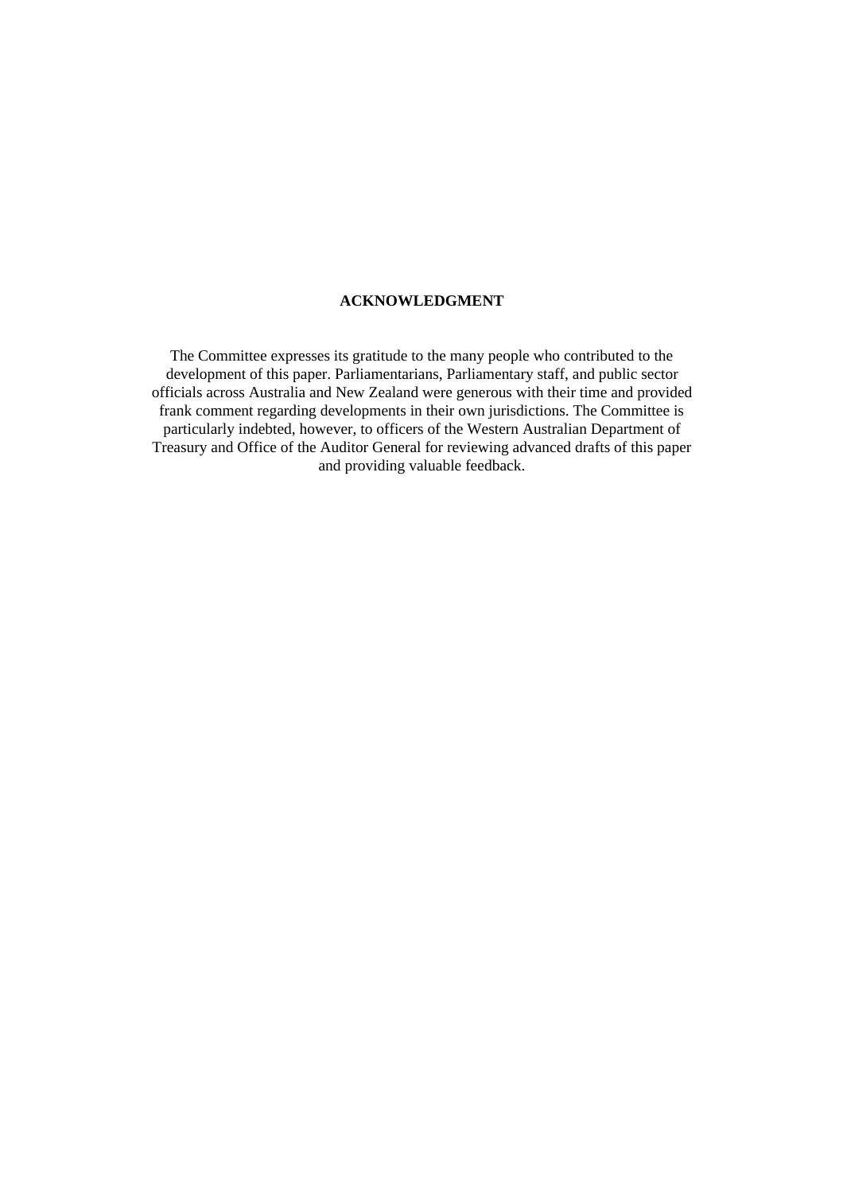## ACKNOWLEDGMENT

The Committee expresses its gratitude to the many people who contributed to the development of this paper. Parliamentarians, Parliamentary staff, and public sector officials across Australia and New Zealand were generous with their time and provided frank comment regarding developments in their own jurisdictions. The Committee is particularly indebted, however, to officers of the Western Australian Department of Treasury and Office of the Auditor General for reviewing advanced drafts of this paper and providing valuable feedback.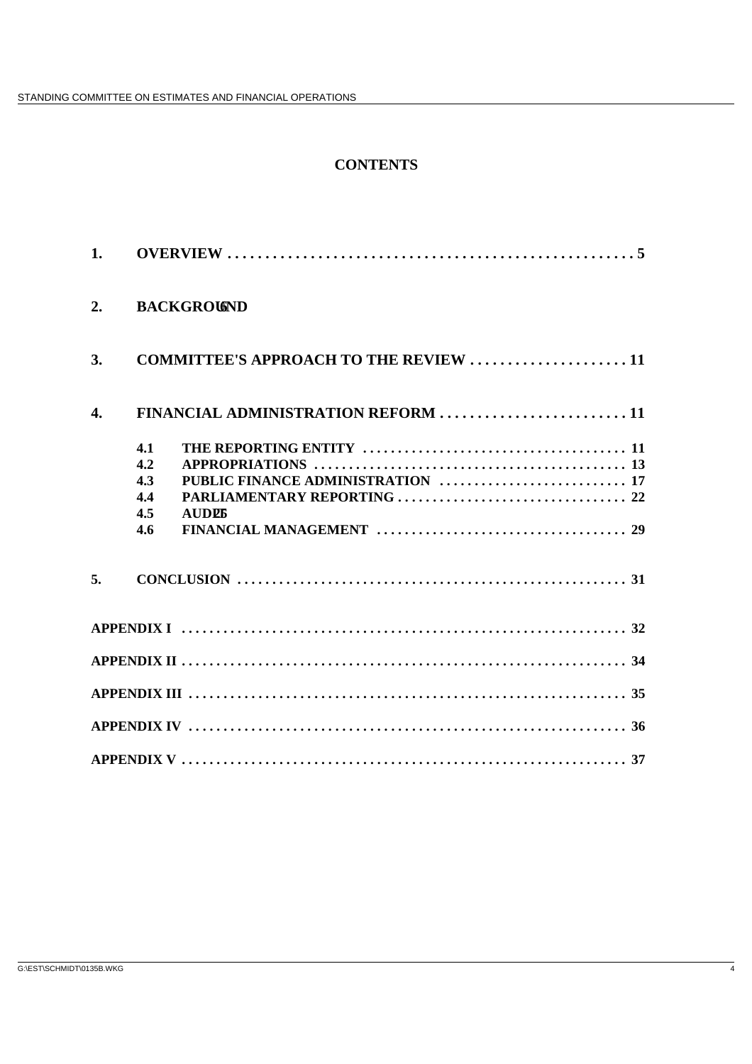# CONTENTS

| | | | |
|---|---|---|---|
| **1.** | **OVERVIEW** | | **5** |
| **2.** | **BACKGROUND** | | **6** |
| **3.** | **COMMITTEE'S APPROACH TO THE REVIEW** | | **11** |
| **4.** | **FINANCIAL ADMINISTRATION REFORM** | | **11** |
| | **4.1** | **THE REPORTING ENTITY** | **11** |
| | **4.2** | **APPROPRIATIONS** | **13** |
| | **4.3** | **PUBLIC FINANCE ADMINISTRATION** | **17** |
| | **4.4** | **PARLIAMENTARY REPORTING** | **22** |
| | **4.5** | **AUDIT** | **25** |
| | **4.6** | **FINANCIAL MANAGEMENT** | **29** |
| **5.** | **CONCLUSION** | | **31** |
| **APPENDIX I** | | | **32** |
| **APPENDIX II** | | | **34** |
| **APPENDIX III** | | | **35** |
| **APPENDIX IV** | | | **36** |
| **APPENDIX V** | | | **37** |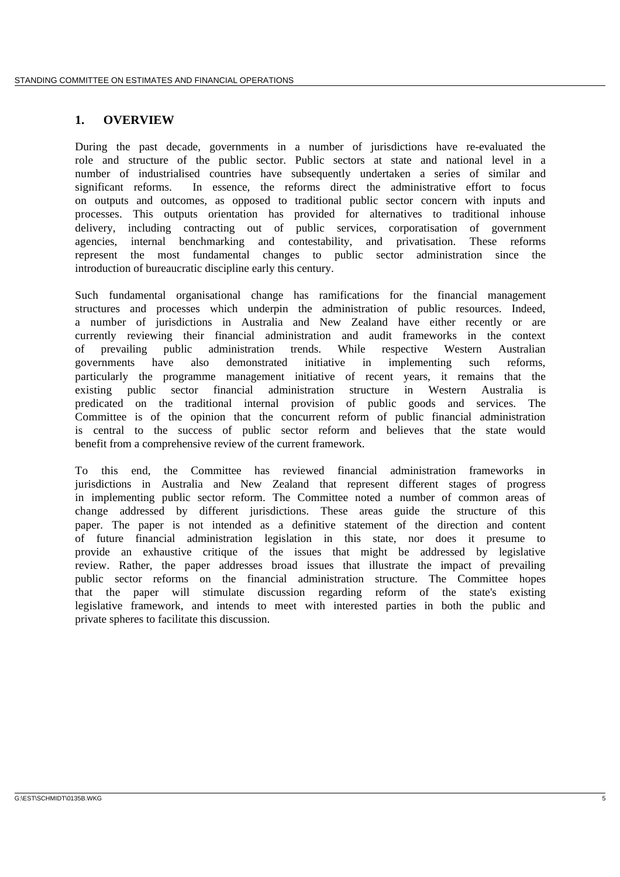## 1. OVERVIEW

During the past decade, governments in a number of jurisdictions have re-evaluated the role and structure of the public sector. Public sectors at state and national level in a number of industrialised countries have subsequently undertaken a series of similar and significant reforms. In essence, the reforms direct the administrative effort to focus on outputs and outcomes, as opposed to traditional public sector concern with inputs and processes. This outputs orientation has provided for alternatives to traditional inhouse delivery, including contracting out of public services, corporatisation of government agencies, internal benchmarking and contestability, and privatisation. These reforms represent the most fundamental changes to public sector administration since the introduction of bureaucratic discipline early this century.

Such fundamental organisational change has ramifications for the financial management structures and processes which underpin the administration of public resources. Indeed, a number of jurisdictions in Australia and New Zealand have either recently or are currently reviewing their financial administration and audit frameworks in the context of prevailing public administration trends. While respective Western Australian governments have also demonstrated initiative in implementing such reforms, particularly the programme management initiative of recent years, it remains that the existing public sector financial administration structure in Western Australia is predicated on the traditional internal provision of public goods and services. The Committee is of the opinion that the concurrent reform of public financial administration is central to the success of public sector reform and believes that the state would benefit from a comprehensive review of the current framework.

To this end, the Committee has reviewed financial administration frameworks in jurisdictions in Australia and New Zealand that represent different stages of progress in implementing public sector reform. The Committee noted a number of common areas of change addressed by different jurisdictions. These areas guide the structure of this paper. The paper is not intended as a definitive statement of the direction and content of future financial administration legislation in this state, nor does it presume to provide an exhaustive critique of the issues that might be addressed by legislative review. Rather, the paper addresses broad issues that illustrate the impact of prevailing public sector reforms on the financial administration structure. The Committee hopes that the paper will stimulate discussion regarding reform of the state's existing legislative framework, and intends to meet with interested parties in both the public and private spheres to facilitate this discussion.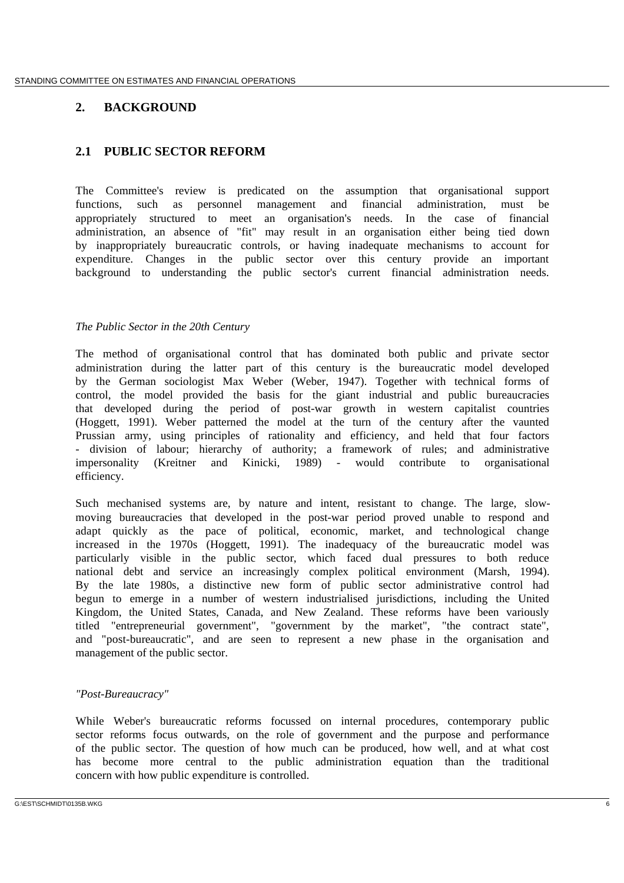## 2. BACKGROUND

### 2.1 PUBLIC SECTOR REFORM

The Committee's review is predicated on the assumption that organisational support functions, such as personnel management and financial administration, must be appropriately structured to meet an organisation's needs. In the case of financial administration, an absence of "fit" may result in an organisation either being tied down by inappropriately bureaucratic controls, or having inadequate mechanisms to account for expenditure. Changes in the public sector over this century provide an important background to understanding the public sector's current financial administration needs.

*The Public Sector in the 20th Century*

The method of organisational control that has dominated both public and private sector administration during the latter part of this century is the bureaucratic model developed by the German sociologist Max Weber (Weber, 1947). Together with technical forms of control, the model provided the basis for the giant industrial and public bureaucracies that developed during the period of post-war growth in western capitalist countries (Hoggett, 1991). Weber patterned the model at the turn of the century after the vaunted Prussian army, using principles of rationality and efficiency, and held that four factors - division of labour; hierarchy of authority; a framework of rules; and administrative impersonality (Kreitner and Kinicki, 1989) - would contribute to organisational efficiency.

Such mechanised systems are, by nature and intent, resistant to change. The large, slow-moving bureaucracies that developed in the post-war period proved unable to respond and adapt quickly as the pace of political, economic, market, and technological change increased in the 1970s (Hoggett, 1991). The inadequacy of the bureaucratic model was particularly visible in the public sector, which faced dual pressures to both reduce national debt and service an increasingly complex political environment (Marsh, 1994). By the late 1980s, a distinctive new form of public sector administrative control had begun to emerge in a number of western industrialised jurisdictions, including the United Kingdom, the United States, Canada, and New Zealand. These reforms have been variously titled "entrepreneurial government", "government by the market", "the contract state", and "post-bureaucratic", and are seen to represent a new phase in the organisation and management of the public sector.

*"Post-Bureaucracy"*

While Weber's bureaucratic reforms focussed on internal procedures, contemporary public sector reforms focus outwards, on the role of government and the purpose and performance of the public sector. The question of how much can be produced, how well, and at what cost has become more central to the public administration equation than the traditional concern with how public expenditure is controlled.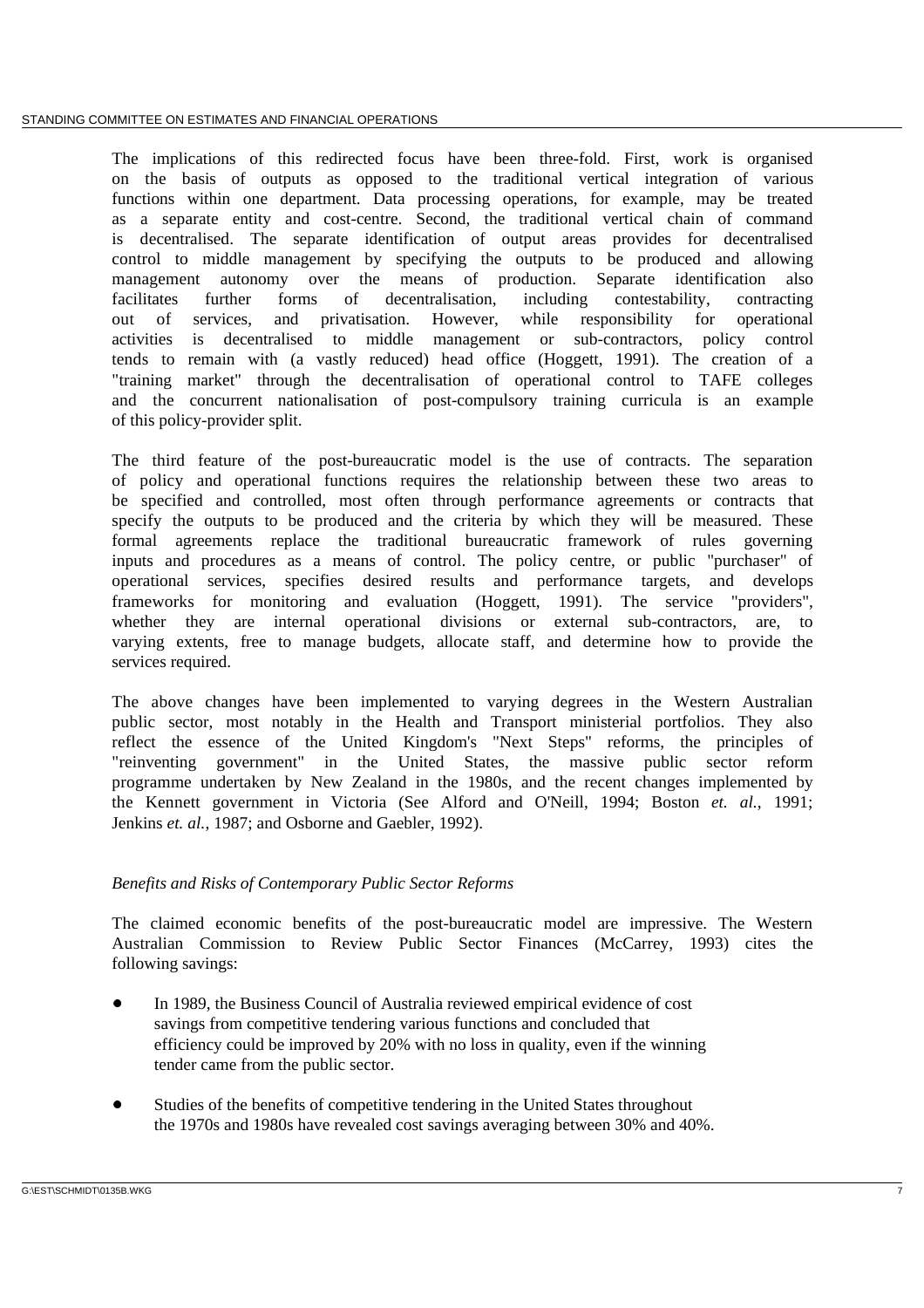The implications of this redirected focus have been three-fold. First, work is organised on the basis of outputs as opposed to the traditional vertical integration of various functions within one department. Data processing operations, for example, may be treated as a separate entity and cost-centre. Second, the traditional vertical chain of command is decentralised. The separate identification of output areas provides for decentralised control to middle management by specifying the outputs to be produced and allowing management autonomy over the means of production. Separate identification also facilitates further forms of decentralisation, including contestability, contracting out of services, and privatisation. However, while responsibility for operational activities is decentralised to middle management or sub-contractors, policy control tends to remain with (a vastly reduced) head office (Hoggett, 1991). The creation of a "training market" through the decentralisation of operational control to TAFE colleges and the concurrent nationalisation of post-compulsory training curricula is an example of this policy-provider split.

The third feature of the post-bureaucratic model is the use of contracts. The separation of policy and operational functions requires the relationship between these two areas to be specified and controlled, most often through performance agreements or contracts that specify the outputs to be produced and the criteria by which they will be measured. These formal agreements replace the traditional bureaucratic framework of rules governing inputs and procedures as a means of control. The policy centre, or public "purchaser" of operational services, specifies desired results and performance targets, and develops frameworks for monitoring and evaluation (Hoggett, 1991). The service "providers", whether they are internal operational divisions or external sub-contractors, are, to varying extents, free to manage budgets, allocate staff, and determine how to provide the services required.

The above changes have been implemented to varying degrees in the Western Australian public sector, most notably in the Health and Transport ministerial portfolios. They also reflect the essence of the United Kingdom's "Next Steps" reforms, the principles of "reinventing government" in the United States, the massive public sector reform programme undertaken by New Zealand in the 1980s, and the recent changes implemented by the Kennett government in Victoria (See Alford and O'Neill, 1994; Boston *et. al.*, 1991; Jenkins *et. al.*, 1987; and Osborne and Gaebler, 1992).

*Benefits and Risks of Contemporary Public Sector Reforms*

The claimed economic benefits of the post-bureaucratic model are impressive. The Western Australian Commission to Review Public Sector Finances (McCarrey, 1993) cites the following savings:

- In 1989, the Business Council of Australia reviewed empirical evidence of cost savings from competitive tendering various functions and concluded that efficiency could be improved by 20% with no loss in quality, even if the winning tender came from the public sector.

- Studies of the benefits of competitive tendering in the United States throughout the 1970s and 1980s have revealed cost savings averaging between 30% and 40%.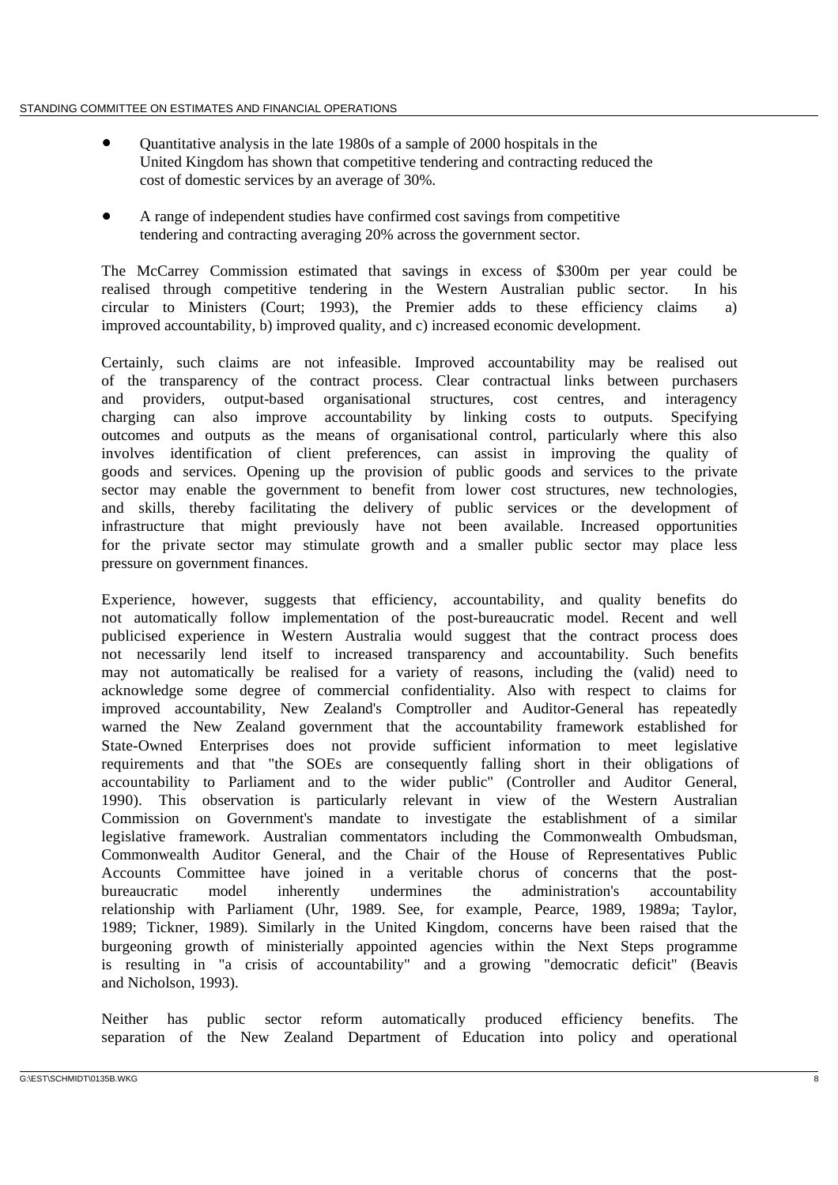- Quantitative analysis in the late 1980s of a sample of 2000 hospitals in the United Kingdom has shown that competitive tendering and contracting reduced the cost of domestic services by an average of 30%.

- A range of independent studies have confirmed cost savings from competitive tendering and contracting averaging 20% across the government sector.

The McCarrey Commission estimated that savings in excess of $300m per year could be realised through competitive tendering in the Western Australian public sector. In his circular to Ministers (Court; 1993), the Premier adds to these efficiency claims a) improved accountability, b) improved quality, and c) increased economic development.

Certainly, such claims are not infeasible. Improved accountability may be realised out of the transparency of the contract process. Clear contractual links between purchasers and providers, output-based organisational structures, cost centres, and interagency charging can also improve accountability by linking costs to outputs. Specifying outcomes and outputs as the means of organisational control, particularly where this also involves identification of client preferences, can assist in improving the quality of goods and services. Opening up the provision of public goods and services to the private sector may enable the government to benefit from lower cost structures, new technologies, and skills, thereby facilitating the delivery of public services or the development of infrastructure that might previously have not been available. Increased opportunities for the private sector may stimulate growth and a smaller public sector may place less pressure on government finances.

Experience, however, suggests that efficiency, accountability, and quality benefits do not automatically follow implementation of the post-bureaucratic model. Recent and well publicised experience in Western Australia would suggest that the contract process does not necessarily lend itself to increased transparency and accountability. Such benefits may not automatically be realised for a variety of reasons, including the (valid) need to acknowledge some degree of commercial confidentiality. Also with respect to claims for improved accountability, New Zealand's Comptroller and Auditor-General has repeatedly warned the New Zealand government that the accountability framework established for State-Owned Enterprises does not provide sufficient information to meet legislative requirements and that "the SOEs are consequently falling short in their obligations of accountability to Parliament and to the wider public" (Controller and Auditor General, 1990). This observation is particularly relevant in view of the Western Australian Commission on Government's mandate to investigate the establishment of a similar legislative framework. Australian commentators including the Commonwealth Ombudsman, Commonwealth Auditor General, and the Chair of the House of Representatives Public Accounts Committee have joined in a veritable chorus of concerns that the post-bureaucratic model inherently undermines the administration's accountability relationship with Parliament (Uhr, 1989. See, for example, Pearce, 1989, 1989a; Taylor, 1989; Tickner, 1989). Similarly in the United Kingdom, concerns have been raised that the burgeoning growth of ministerially appointed agencies within the Next Steps programme is resulting in "a crisis of accountability" and a growing "democratic deficit" (Beavis and Nicholson, 1993).

Neither has public sector reform automatically produced efficiency benefits. The separation of the New Zealand Department of Education into policy and operational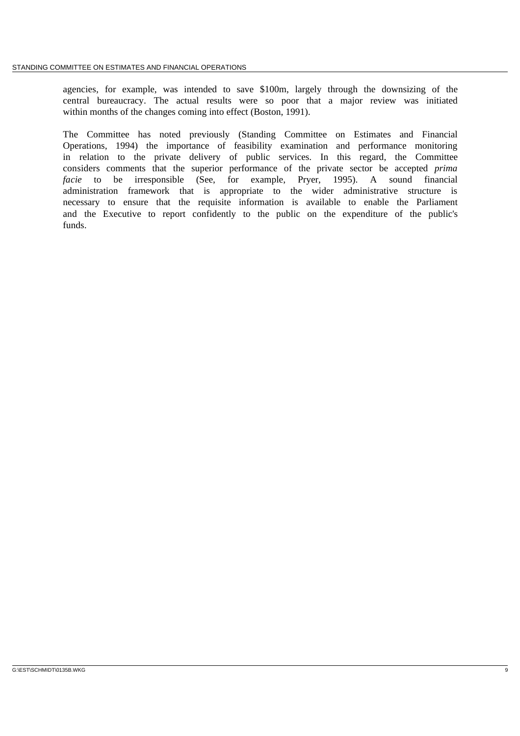agencies, for example, was intended to save $100m, largely through the downsizing of the central bureaucracy. The actual results were so poor that a major review was initiated within months of the changes coming into effect (Boston, 1991).

The Committee has noted previously (Standing Committee on Estimates and Financial Operations, 1994) the importance of feasibility examination and performance monitoring in relation to the private delivery of public services. In this regard, the Committee considers comments that the superior performance of the private sector be accepted *prima facie* to be irresponsible (See, for example, Pryer, 1995). A sound financial administration framework that is appropriate to the wider administrative structure is necessary to ensure that the requisite information is available to enable the Parliament and the Executive to report confidently to the public on the expenditure of the public's funds.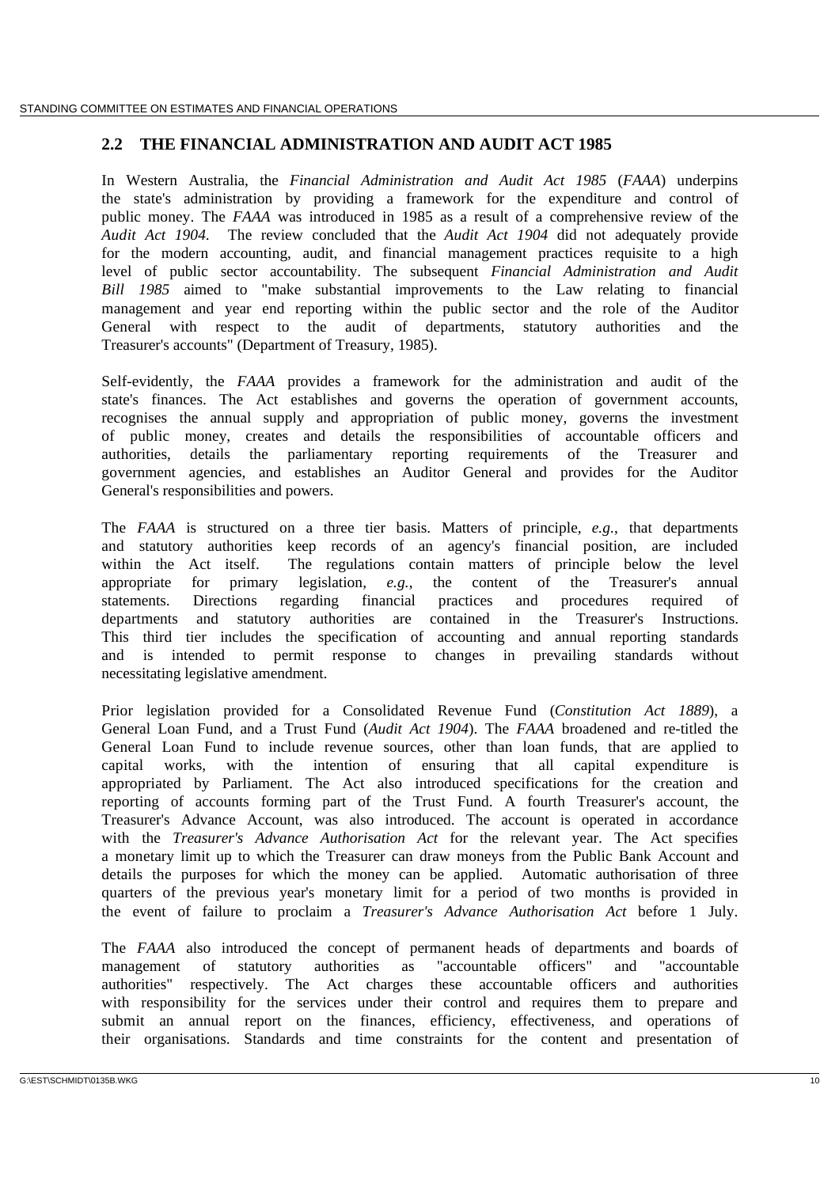## 2.2 THE FINANCIAL ADMINISTRATION AND AUDIT ACT 1985

In Western Australia, the *Financial Administration and Audit Act 1985* (*FAAA*) underpins the state's administration by providing a framework for the expenditure and control of public money. The *FAAA* was introduced in 1985 as a result of a comprehensive review of the *Audit Act 1904.* The review concluded that the *Audit Act 1904* did not adequately provide for the modern accounting, audit, and financial management practices requisite to a high level of public sector accountability. The subsequent *Financial Administration and Audit Bill 1985* aimed to "make substantial improvements to the Law relating to financial management and year end reporting within the public sector and the role of the Auditor General with respect to the audit of departments, statutory authorities and the Treasurer's accounts" (Department of Treasury, 1985).

Self-evidently, the *FAAA* provides a framework for the administration and audit of the state's finances. The Act establishes and governs the operation of government accounts, recognises the annual supply and appropriation of public money, governs the investment of public money, creates and details the responsibilities of accountable officers and authorities, details the parliamentary reporting requirements of the Treasurer and government agencies, and establishes an Auditor General and provides for the Auditor General's responsibilities and powers.

The *FAAA* is structured on a three tier basis. Matters of principle, *e.g.*, that departments and statutory authorities keep records of an agency's financial position, are included within the Act itself. The regulations contain matters of principle below the level appropriate for primary legislation, *e.g.*, the content of the Treasurer's annual statements. Directions regarding financial practices and procedures required of departments and statutory authorities are contained in the Treasurer's Instructions. This third tier includes the specification of accounting and annual reporting standards and is intended to permit response to changes in prevailing standards without necessitating legislative amendment.

Prior legislation provided for a Consolidated Revenue Fund (*Constitution Act 1889*), a General Loan Fund, and a Trust Fund (*Audit Act 1904*). The *FAAA* broadened and re-titled the General Loan Fund to include revenue sources, other than loan funds, that are applied to capital works, with the intention of ensuring that all capital expenditure is appropriated by Parliament. The Act also introduced specifications for the creation and reporting of accounts forming part of the Trust Fund. A fourth Treasurer's account, the Treasurer's Advance Account, was also introduced. The account is operated in accordance with the *Treasurer's Advance Authorisation Act* for the relevant year. The Act specifies a monetary limit up to which the Treasurer can draw moneys from the Public Bank Account and details the purposes for which the money can be applied. Automatic authorisation of three quarters of the previous year's monetary limit for a period of two months is provided in the event of failure to proclaim a *Treasurer's Advance Authorisation Act* before 1 July.

The *FAAA* also introduced the concept of permanent heads of departments and boards of management of statutory authorities as "accountable officers" and "accountable authorities" respectively. The Act charges these accountable officers and authorities with responsibility for the services under their control and requires them to prepare and submit an annual report on the finances, efficiency, effectiveness, and operations of their organisations. Standards and time constraints for the content and presentation of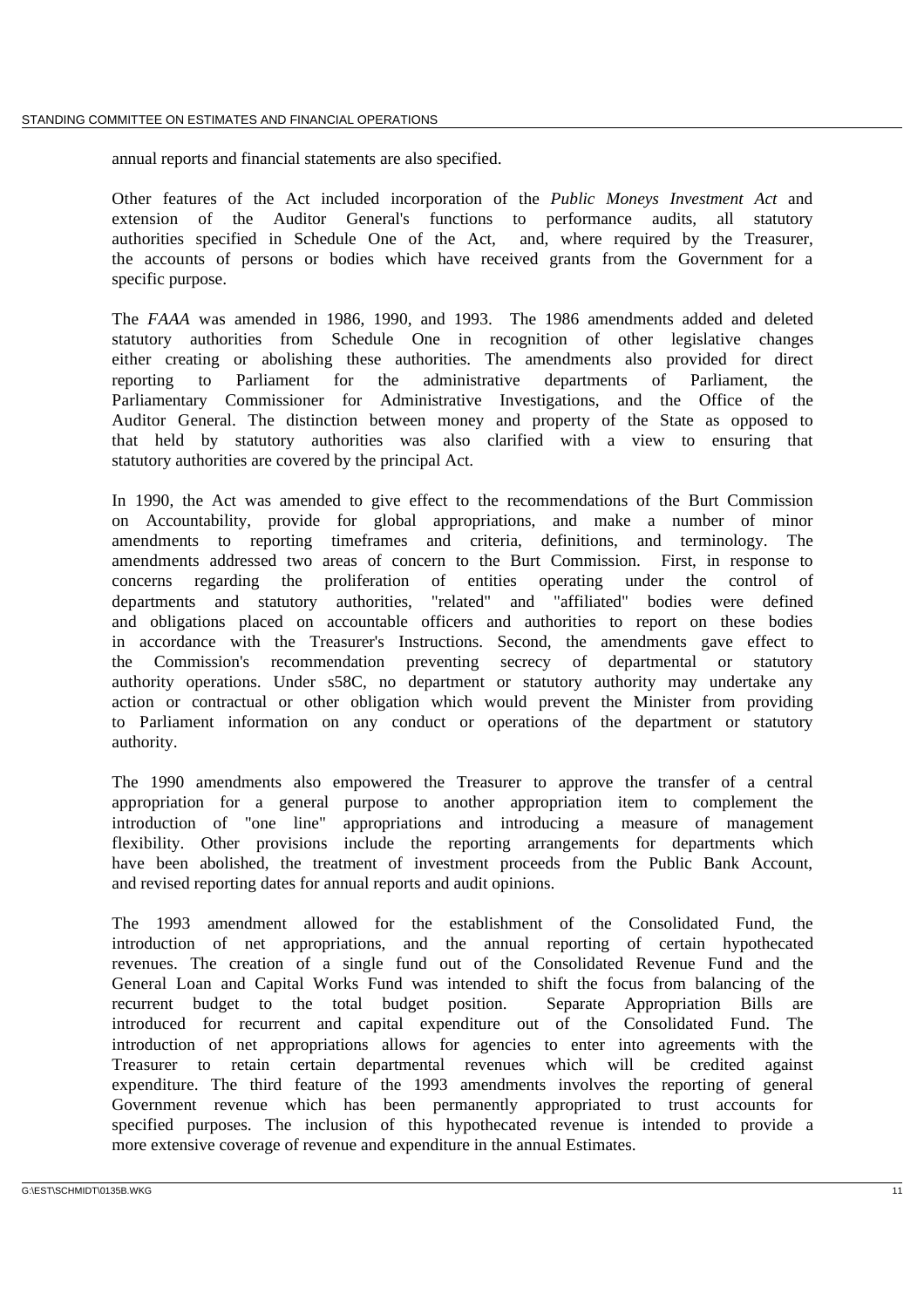annual reports and financial statements are also specified.

Other features of the Act included incorporation of the *Public Moneys Investment Act* and extension of the Auditor General's functions to performance audits, all statutory authorities specified in Schedule One of the Act, and, where required by the Treasurer, the accounts of persons or bodies which have received grants from the Government for a specific purpose.

The *FAAA* was amended in 1986, 1990, and 1993. The 1986 amendments added and deleted statutory authorities from Schedule One in recognition of other legislative changes either creating or abolishing these authorities. The amendments also provided for direct reporting to Parliament for the administrative departments of Parliament, the Parliamentary Commissioner for Administrative Investigations, and the Office of the Auditor General. The distinction between money and property of the State as opposed to that held by statutory authorities was also clarified with a view to ensuring that statutory authorities are covered by the principal Act.

In 1990, the Act was amended to give effect to the recommendations of the Burt Commission on Accountability, provide for global appropriations, and make a number of minor amendments to reporting timeframes and criteria, definitions, and terminology. The amendments addressed two areas of concern to the Burt Commission. First, in response to concerns regarding the proliferation of entities operating under the control of departments and statutory authorities, "related" and "affiliated" bodies were defined and obligations placed on accountable officers and authorities to report on these bodies in accordance with the Treasurer's Instructions. Second, the amendments gave effect to the Commission's recommendation preventing secrecy of departmental or statutory authority operations. Under s58C, no department or statutory authority may undertake any action or contractual or other obligation which would prevent the Minister from providing to Parliament information on any conduct or operations of the department or statutory authority.

The 1990 amendments also empowered the Treasurer to approve the transfer of a central appropriation for a general purpose to another appropriation item to complement the introduction of "one line" appropriations and introducing a measure of management flexibility. Other provisions include the reporting arrangements for departments which have been abolished, the treatment of investment proceeds from the Public Bank Account, and revised reporting dates for annual reports and audit opinions.

The 1993 amendment allowed for the establishment of the Consolidated Fund, the introduction of net appropriations, and the annual reporting of certain hypothecated revenues. The creation of a single fund out of the Consolidated Revenue Fund and the General Loan and Capital Works Fund was intended to shift the focus from balancing of the recurrent budget to the total budget position. Separate Appropriation Bills are introduced for recurrent and capital expenditure out of the Consolidated Fund. The introduction of net appropriations allows for agencies to enter into agreements with the Treasurer to retain certain departmental revenues which will be credited against expenditure. The third feature of the 1993 amendments involves the reporting of general Government revenue which has been permanently appropriated to trust accounts for specified purposes. The inclusion of this hypothecated revenue is intended to provide a more extensive coverage of revenue and expenditure in the annual Estimates.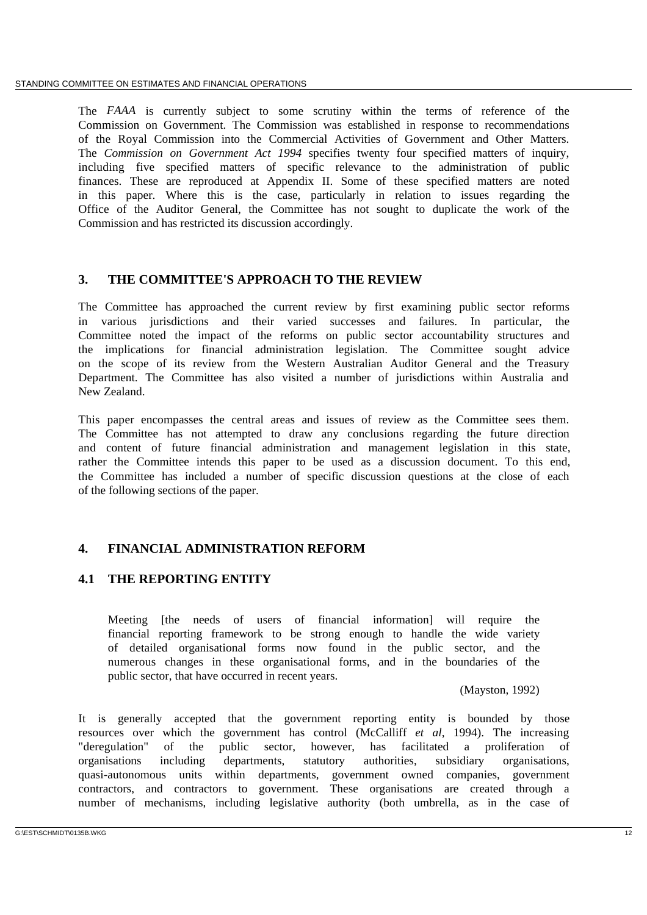The *FAAA* is currently subject to some scrutiny within the terms of reference of the Commission on Government. The Commission was established in response to recommendations of the Royal Commission into the Commercial Activities of Government and Other Matters. The *Commission on Government Act 1994* specifies twenty four specified matters of inquiry, including five specified matters of specific relevance to the administration of public finances. These are reproduced at Appendix II. Some of these specified matters are noted in this paper. Where this is the case, particularly in relation to issues regarding the Office of the Auditor General, the Committee has not sought to duplicate the work of the Commission and has restricted its discussion accordingly.

## 3. THE COMMITTEE'S APPROACH TO THE REVIEW

The Committee has approached the current review by first examining public sector reforms in various jurisdictions and their varied successes and failures. In particular, the Committee noted the impact of the reforms on public sector accountability structures and the implications for financial administration legislation. The Committee sought advice on the scope of its review from the Western Australian Auditor General and the Treasury Department. The Committee has also visited a number of jurisdictions within Australia and New Zealand.

This paper encompasses the central areas and issues of review as the Committee sees them. The Committee has not attempted to draw any conclusions regarding the future direction and content of future financial administration and management legislation in this state, rather the Committee intends this paper to be used as a discussion document. To this end, the Committee has included a number of specific discussion questions at the close of each of the following sections of the paper.

## 4. FINANCIAL ADMINISTRATION REFORM

### 4.1 THE REPORTING ENTITY

> Meeting [the needs of users of financial information] will require the financial reporting framework to be strong enough to handle the wide variety of detailed organisational forms now found in the public sector, and the numerous changes in these organisational forms, and in the boundaries of the public sector, that have occurred in recent years.
>
> (Mayston, 1992)

It is generally accepted that the government reporting entity is bounded by those resources over which the government has control (McCalliff *et al*, 1994). The increasing "deregulation" of the public sector, however, has facilitated a proliferation of organisations including departments, statutory authorities, subsidiary organisations, quasi-autonomous units within departments, government owned companies, government contractors, and contractors to government. These organisations are created through a number of mechanisms, including legislative authority (both umbrella, as in the case of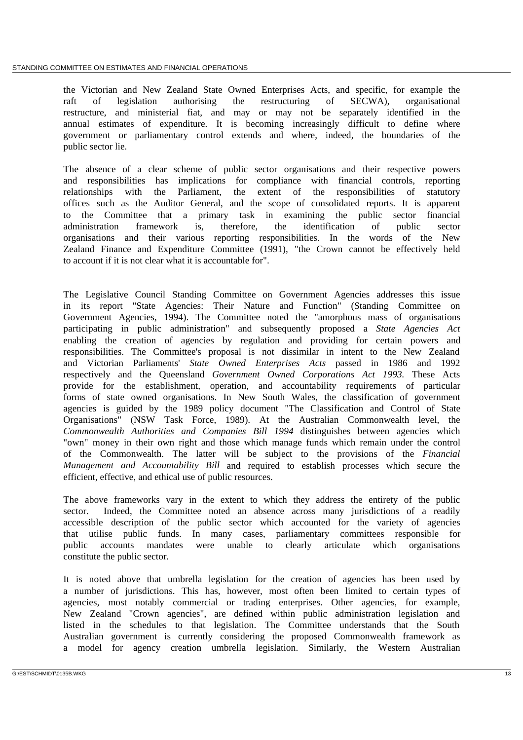the Victorian and New Zealand State Owned Enterprises Acts, and specific, for example the raft of legislation authorising the restructuring of SECWA), organisational restructure, and ministerial fiat, and may or may not be separately identified in the annual estimates of expenditure. It is becoming increasingly difficult to define where government or parliamentary control extends and where, indeed, the boundaries of the public sector lie.

The absence of a clear scheme of public sector organisations and their respective powers and responsibilities has implications for compliance with financial controls, reporting relationships with the Parliament, the extent of the responsibilities of statutory offices such as the Auditor General, and the scope of consolidated reports. It is apparent to the Committee that a primary task in examining the public sector financial administration framework is, therefore, the identification of public sector organisations and their various reporting responsibilities. In the words of the New Zealand Finance and Expenditure Committee (1991), "the Crown cannot be effectively held to account if it is not clear what it is accountable for".

The Legislative Council Standing Committee on Government Agencies addresses this issue in its report "State Agencies: Their Nature and Function" (Standing Committee on Government Agencies, 1994). The Committee noted the "amorphous mass of organisations participating in public administration" and subsequently proposed a *State Agencies Act* enabling the creation of agencies by regulation and providing for certain powers and responsibilities. The Committee's proposal is not dissimilar in intent to the New Zealand and Victorian Parliaments' *State Owned Enterprises Acts* passed in 1986 and 1992 respectively and the Queensland *Government Owned Corporations Act 1993.* These Acts provide for the establishment, operation, and accountability requirements of particular forms of state owned organisations. In New South Wales, the classification of government agencies is guided by the 1989 policy document "The Classification and Control of State Organisations" (NSW Task Force, 1989). At the Australian Commonwealth level, the *Commonwealth Authorities and Companies Bill 1994* distinguishes between agencies which "own" money in their own right and those which manage funds which remain under the control of the Commonwealth. The latter will be subject to the provisions of the *Financial Management and Accountability Bill* and required to establish processes which secure the efficient, effective, and ethical use of public resources.

The above frameworks vary in the extent to which they address the entirety of the public sector. Indeed, the Committee noted an absence across many jurisdictions of a readily accessible description of the public sector which accounted for the variety of agencies that utilise public funds. In many cases, parliamentary committees responsible for public accounts mandates were unable to clearly articulate which organisations constitute the public sector.

It is noted above that umbrella legislation for the creation of agencies has been used by a number of jurisdictions. This has, however, most often been limited to certain types of agencies, most notably commercial or trading enterprises. Other agencies, for example, New Zealand "Crown agencies", are defined within public administration legislation and listed in the schedules to that legislation. The Committee understands that the South Australian government is currently considering the proposed Commonwealth framework as a model for agency creation umbrella legislation. Similarly, the Western Australian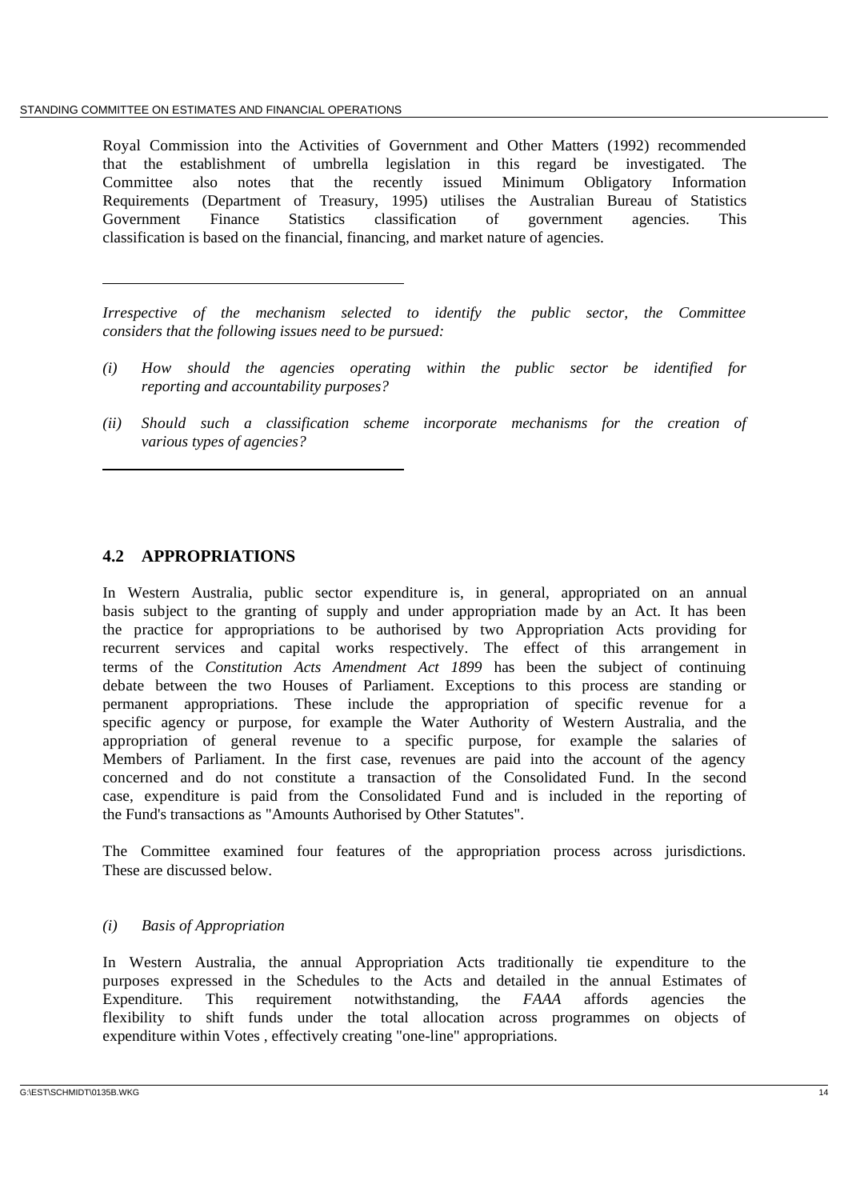Royal Commission into the Activities of Government and Other Matters (1992) recommended that the establishment of umbrella legislation in this regard be investigated. The Committee also notes that the recently issued Minimum Obligatory Information Requirements (Department of Treasury, 1995) utilises the Australian Bureau of Statistics Government Finance Statistics classification of government agencies. This classification is based on the financial, financing, and market nature of agencies.

---

*Irrespective of the mechanism selected to identify the public sector, the Committee considers that the following issues need to be pursued:*

*(i) How should the agencies operating within the public sector be identified for reporting and accountability purposes?*

*(ii) Should such a classification scheme incorporate mechanisms for the creation of various types of agencies?*

---

## 4.2 APPROPRIATIONS

In Western Australia, public sector expenditure is, in general, appropriated on an annual basis subject to the granting of supply and under appropriation made by an Act. It has been the practice for appropriations to be authorised by two Appropriation Acts providing for recurrent services and capital works respectively. The effect of this arrangement in terms of the *Constitution Acts Amendment Act 1899* has been the subject of continuing debate between the two Houses of Parliament. Exceptions to this process are standing or permanent appropriations. These include the appropriation of specific revenue for a specific agency or purpose, for example the Water Authority of Western Australia, and the appropriation of general revenue to a specific purpose, for example the salaries of Members of Parliament. In the first case, revenues are paid into the account of the agency concerned and do not constitute a transaction of the Consolidated Fund. In the second case, expenditure is paid from the Consolidated Fund and is included in the reporting of the Fund's transactions as "Amounts Authorised by Other Statutes".

The Committee examined four features of the appropriation process across jurisdictions. These are discussed below.

*(i) Basis of Appropriation*

In Western Australia, the annual Appropriation Acts traditionally tie expenditure to the purposes expressed in the Schedules to the Acts and detailed in the annual Estimates of Expenditure. This requirement notwithstanding, the *FAAA* affords agencies the flexibility to shift funds under the total allocation across programmes on objects of expenditure within Votes , effectively creating "one-line" appropriations.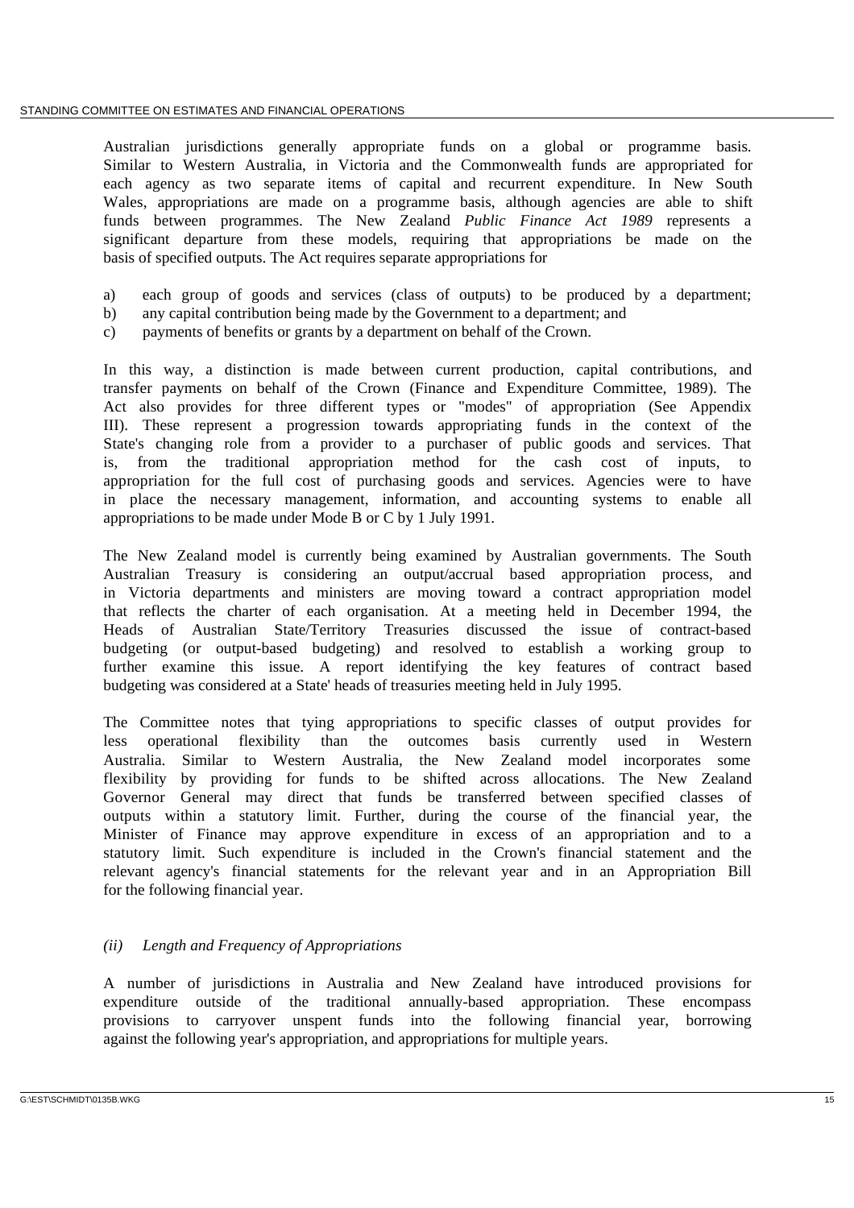Australian jurisdictions generally appropriate funds on a global or programme basis. Similar to Western Australia, in Victoria and the Commonwealth funds are appropriated for each agency as two separate items of capital and recurrent expenditure. In New South Wales, appropriations are made on a programme basis, although agencies are able to shift funds between programmes. The New Zealand *Public Finance Act 1989* represents a significant departure from these models, requiring that appropriations be made on the basis of specified outputs. The Act requires separate appropriations for

a) each group of goods and services (class of outputs) to be produced by a department;
b) any capital contribution being made by the Government to a department; and
c) payments of benefits or grants by a department on behalf of the Crown.

In this way, a distinction is made between current production, capital contributions, and transfer payments on behalf of the Crown (Finance and Expenditure Committee, 1989). The Act also provides for three different types or "modes" of appropriation (See Appendix III). These represent a progression towards appropriating funds in the context of the State's changing role from a provider to a purchaser of public goods and services. That is, from the traditional appropriation method for the cash cost of inputs, to appropriation for the full cost of purchasing goods and services. Agencies were to have in place the necessary management, information, and accounting systems to enable all appropriations to be made under Mode B or C by 1 July 1991.

The New Zealand model is currently being examined by Australian governments. The South Australian Treasury is considering an output/accrual based appropriation process, and in Victoria departments and ministers are moving toward a contract appropriation model that reflects the charter of each organisation. At a meeting held in December 1994, the Heads of Australian State/Territory Treasuries discussed the issue of contract-based budgeting (or output-based budgeting) and resolved to establish a working group to further examine this issue. A report identifying the key features of contract based budgeting was considered at a State' heads of treasuries meeting held in July 1995.

The Committee notes that tying appropriations to specific classes of output provides for less operational flexibility than the outcomes basis currently used in Western Australia. Similar to Western Australia, the New Zealand model incorporates some flexibility by providing for funds to be shifted across allocations. The New Zealand Governor General may direct that funds be transferred between specified classes of outputs within a statutory limit. Further, during the course of the financial year, the Minister of Finance may approve expenditure in excess of an appropriation and to a statutory limit. Such expenditure is included in the Crown's financial statement and the relevant agency's financial statements for the relevant year and in an Appropriation Bill for the following financial year.

*(ii) Length and Frequency of Appropriations*

A number of jurisdictions in Australia and New Zealand have introduced provisions for expenditure outside of the traditional annually-based appropriation. These encompass provisions to carryover unspent funds into the following financial year, borrowing against the following year's appropriation, and appropriations for multiple years.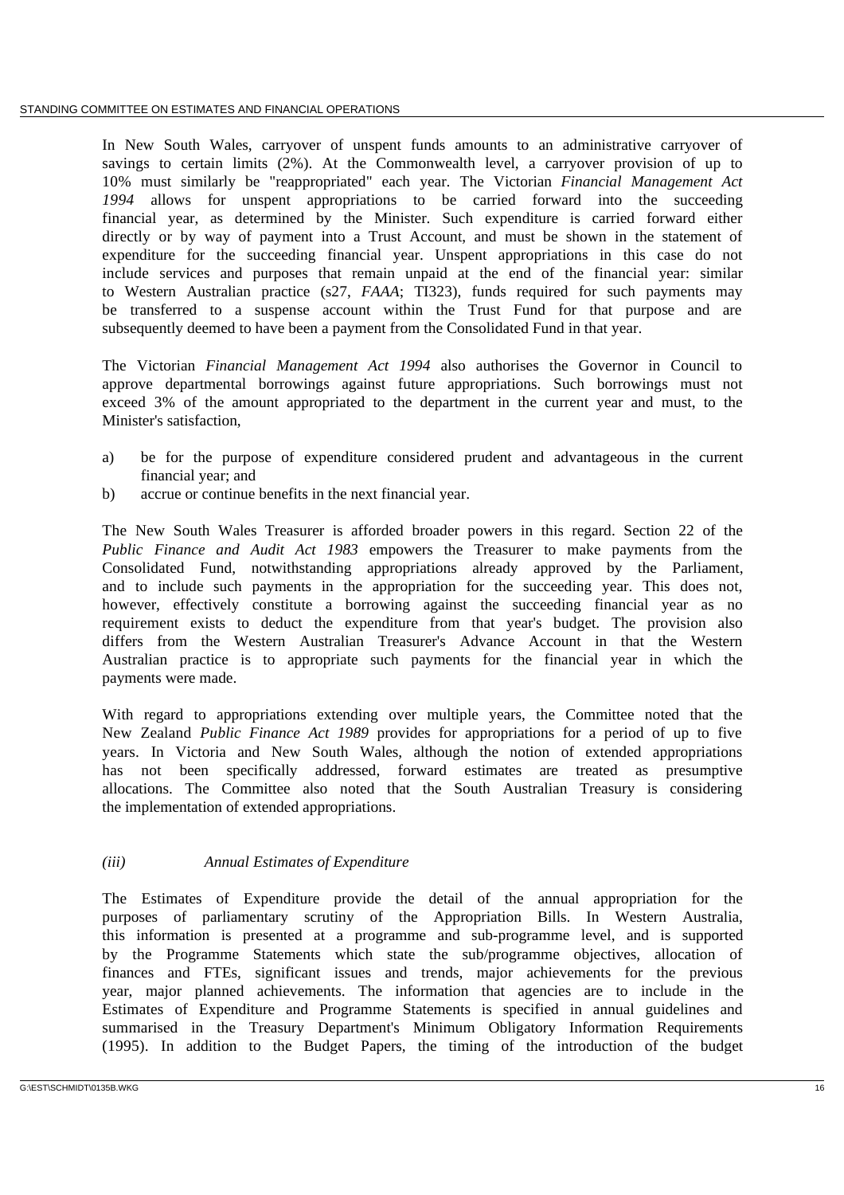In New South Wales, carryover of unspent funds amounts to an administrative carryover of savings to certain limits (2%). At the Commonwealth level, a carryover provision of up to 10% must similarly be "reappropriated" each year. The Victorian *Financial Management Act 1994* allows for unspent appropriations to be carried forward into the succeeding financial year, as determined by the Minister. Such expenditure is carried forward either directly or by way of payment into a Trust Account, and must be shown in the statement of expenditure for the succeeding financial year. Unspent appropriations in this case do not include services and purposes that remain unpaid at the end of the financial year: similar to Western Australian practice (s27, *FAAA*; TI323), funds required for such payments may be transferred to a suspense account within the Trust Fund for that purpose and are subsequently deemed to have been a payment from the Consolidated Fund in that year.

The Victorian *Financial Management Act 1994* also authorises the Governor in Council to approve departmental borrowings against future appropriations. Such borrowings must not exceed 3% of the amount appropriated to the department in the current year and must, to the Minister's satisfaction,

a) be for the purpose of expenditure considered prudent and advantageous in the current financial year; and
b) accrue or continue benefits in the next financial year.

The New South Wales Treasurer is afforded broader powers in this regard. Section 22 of the *Public Finance and Audit Act 1983* empowers the Treasurer to make payments from the Consolidated Fund, notwithstanding appropriations already approved by the Parliament, and to include such payments in the appropriation for the succeeding year. This does not, however, effectively constitute a borrowing against the succeeding financial year as no requirement exists to deduct the expenditure from that year's budget. The provision also differs from the Western Australian Treasurer's Advance Account in that the Western Australian practice is to appropriate such payments for the financial year in which the payments were made.

With regard to appropriations extending over multiple years, the Committee noted that the New Zealand *Public Finance Act 1989* provides for appropriations for a period of up to five years. In Victoria and New South Wales, although the notion of extended appropriations has not been specifically addressed, forward estimates are treated as presumptive allocations. The Committee also noted that the South Australian Treasury is considering the implementation of extended appropriations.

### *(iii) Annual Estimates of Expenditure*

The Estimates of Expenditure provide the detail of the annual appropriation for the purposes of parliamentary scrutiny of the Appropriation Bills. In Western Australia, this information is presented at a programme and sub-programme level, and is supported by the Programme Statements which state the sub/programme objectives, allocation of finances and FTEs, significant issues and trends, major achievements for the previous year, major planned achievements. The information that agencies are to include in the Estimates of Expenditure and Programme Statements is specified in annual guidelines and summarised in the Treasury Department's Minimum Obligatory Information Requirements (1995). In addition to the Budget Papers, the timing of the introduction of the budget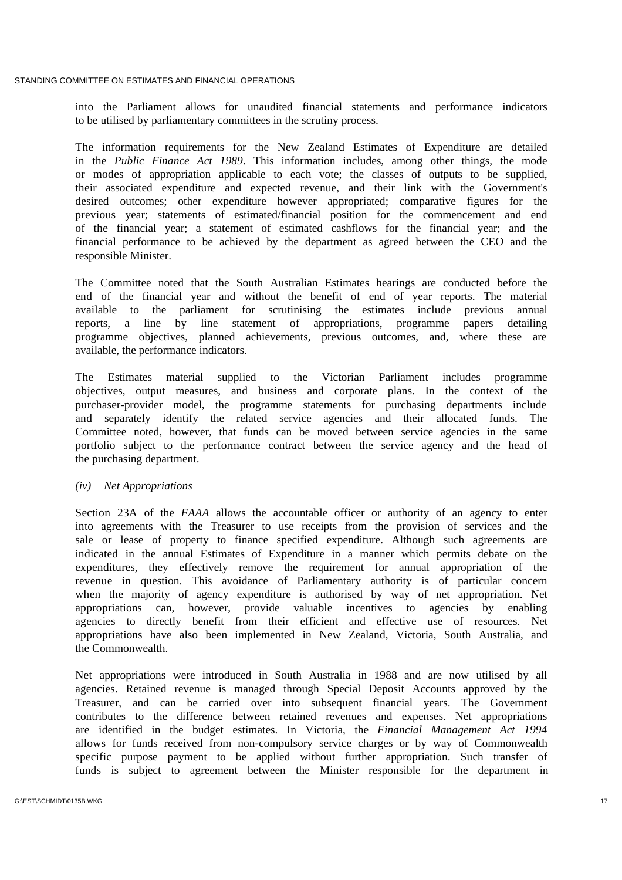into the Parliament allows for unaudited financial statements and performance indicators to be utilised by parliamentary committees in the scrutiny process.

The information requirements for the New Zealand Estimates of Expenditure are detailed in the *Public Finance Act 1989*. This information includes, among other things, the mode or modes of appropriation applicable to each vote; the classes of outputs to be supplied, their associated expenditure and expected revenue, and their link with the Government's desired outcomes; other expenditure however appropriated; comparative figures for the previous year; statements of estimated/financial position for the commencement and end of the financial year; a statement of estimated cashflows for the financial year; and the financial performance to be achieved by the department as agreed between the CEO and the responsible Minister.

The Committee noted that the South Australian Estimates hearings are conducted before the end of the financial year and without the benefit of end of year reports. The material available to the parliament for scrutinising the estimates include previous annual reports, a line by line statement of appropriations, programme papers detailing programme objectives, planned achievements, previous outcomes, and, where these are available, the performance indicators.

The Estimates material supplied to the Victorian Parliament includes programme objectives, output measures, and business and corporate plans. In the context of the purchaser-provider model, the programme statements for purchasing departments include and separately identify the related service agencies and their allocated funds. The Committee noted, however, that funds can be moved between service agencies in the same portfolio subject to the performance contract between the service agency and the head of the purchasing department.

*(iv) Net Appropriations*

Section 23A of the *FAAA* allows the accountable officer or authority of an agency to enter into agreements with the Treasurer to use receipts from the provision of services and the sale or lease of property to finance specified expenditure. Although such agreements are indicated in the annual Estimates of Expenditure in a manner which permits debate on the expenditures, they effectively remove the requirement for annual appropriation of the revenue in question. This avoidance of Parliamentary authority is of particular concern when the majority of agency expenditure is authorised by way of net appropriation. Net appropriations can, however, provide valuable incentives to agencies by enabling agencies to directly benefit from their efficient and effective use of resources. Net appropriations have also been implemented in New Zealand, Victoria, South Australia, and the Commonwealth.

Net appropriations were introduced in South Australia in 1988 and are now utilised by all agencies. Retained revenue is managed through Special Deposit Accounts approved by the Treasurer, and can be carried over into subsequent financial years. The Government contributes to the difference between retained revenues and expenses. Net appropriations are identified in the budget estimates. In Victoria, the *Financial Management Act 1994* allows for funds received from non-compulsory service charges or by way of Commonwealth specific purpose payment to be applied without further appropriation. Such transfer of funds is subject to agreement between the Minister responsible for the department in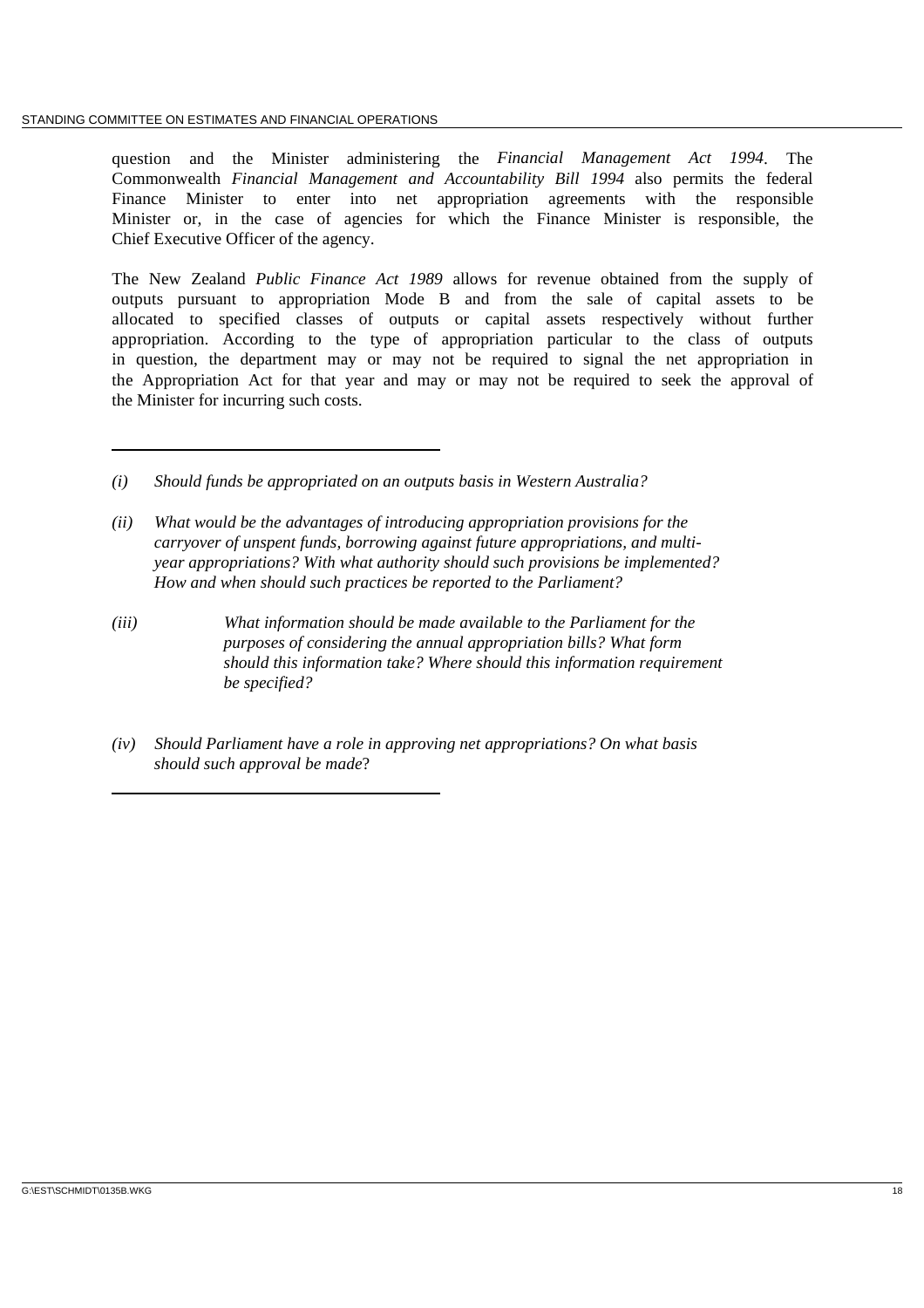question and the Minister administering the *Financial Management Act 1994*. The Commonwealth *Financial Management and Accountability Bill 1994* also permits the federal Finance Minister to enter into net appropriation agreements with the responsible Minister or, in the case of agencies for which the Finance Minister is responsible, the Chief Executive Officer of the agency.

The New Zealand *Public Finance Act 1989* allows for revenue obtained from the supply of outputs pursuant to appropriation Mode B and from the sale of capital assets to be allocated to specified classes of outputs or capital assets respectively without further appropriation. According to the type of appropriation particular to the class of outputs in question, the department may or may not be required to signal the net appropriation in the Appropriation Act for that year and may or may not be required to seek the approval of the Minister for incurring such costs.

---

*(i) Should funds be appropriated on an outputs basis in Western Australia?*

*(ii) What would be the advantages of introducing appropriation provisions for the carryover of unspent funds, borrowing against future appropriations, and multi-year appropriations? With what authority should such provisions be implemented? How and when should such practices be reported to the Parliament?*

*(iii) What information should be made available to the Parliament for the purposes of considering the annual appropriation bills? What form should this information take? Where should this information requirement be specified?*

*(iv) Should Parliament have a role in approving net appropriations? On what basis should such approval be made?*

---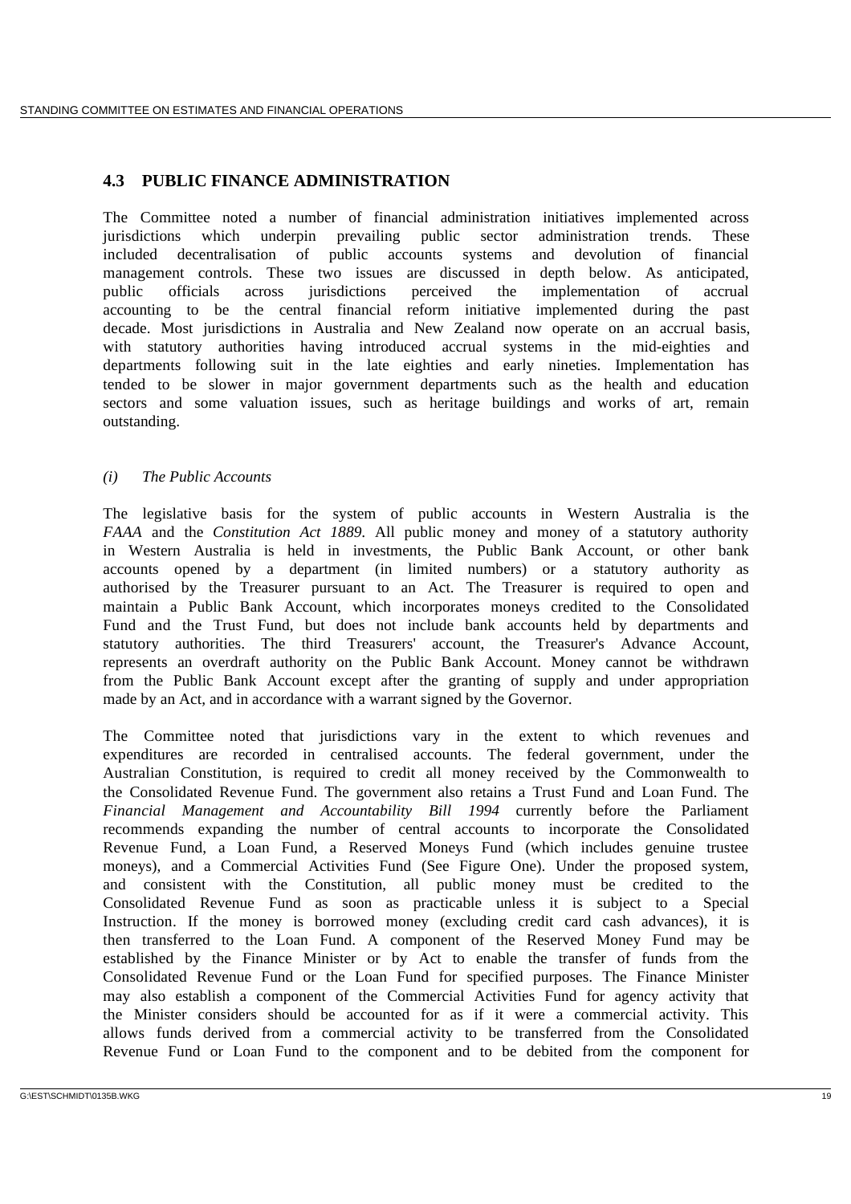## 4.3 PUBLIC FINANCE ADMINISTRATION

The Committee noted a number of financial administration initiatives implemented across jurisdictions which underpin prevailing public sector administration trends. These included decentralisation of public accounts systems and devolution of financial management controls. These two issues are discussed in depth below. As anticipated, public officials across jurisdictions perceived the implementation of accrual accounting to be the central financial reform initiative implemented during the past decade. Most jurisdictions in Australia and New Zealand now operate on an accrual basis, with statutory authorities having introduced accrual systems in the mid-eighties and departments following suit in the late eighties and early nineties. Implementation has tended to be slower in major government departments such as the health and education sectors and some valuation issues, such as heritage buildings and works of art, remain outstanding.

*(i) The Public Accounts*

The legislative basis for the system of public accounts in Western Australia is the *FAAA* and the *Constitution Act 1889*. All public money and money of a statutory authority in Western Australia is held in investments, the Public Bank Account, or other bank accounts opened by a department (in limited numbers) or a statutory authority as authorised by the Treasurer pursuant to an Act. The Treasurer is required to open and maintain a Public Bank Account, which incorporates moneys credited to the Consolidated Fund and the Trust Fund, but does not include bank accounts held by departments and statutory authorities. The third Treasurers' account, the Treasurer's Advance Account, represents an overdraft authority on the Public Bank Account. Money cannot be withdrawn from the Public Bank Account except after the granting of supply and under appropriation made by an Act, and in accordance with a warrant signed by the Governor.

The Committee noted that jurisdictions vary in the extent to which revenues and expenditures are recorded in centralised accounts. The federal government, under the Australian Constitution, is required to credit all money received by the Commonwealth to the Consolidated Revenue Fund. The government also retains a Trust Fund and Loan Fund. The *Financial Management and Accountability Bill 1994* currently before the Parliament recommends expanding the number of central accounts to incorporate the Consolidated Revenue Fund, a Loan Fund, a Reserved Moneys Fund (which includes genuine trustee moneys), and a Commercial Activities Fund (See Figure One). Under the proposed system, and consistent with the Constitution, all public money must be credited to the Consolidated Revenue Fund as soon as practicable unless it is subject to a Special Instruction. If the money is borrowed money (excluding credit card cash advances), it is then transferred to the Loan Fund. A component of the Reserved Money Fund may be established by the Finance Minister or by Act to enable the transfer of funds from the Consolidated Revenue Fund or the Loan Fund for specified purposes. The Finance Minister may also establish a component of the Commercial Activities Fund for agency activity that the Minister considers should be accounted for as if it were a commercial activity. This allows funds derived from a commercial activity to be transferred from the Consolidated Revenue Fund or Loan Fund to the component and to be debited from the component for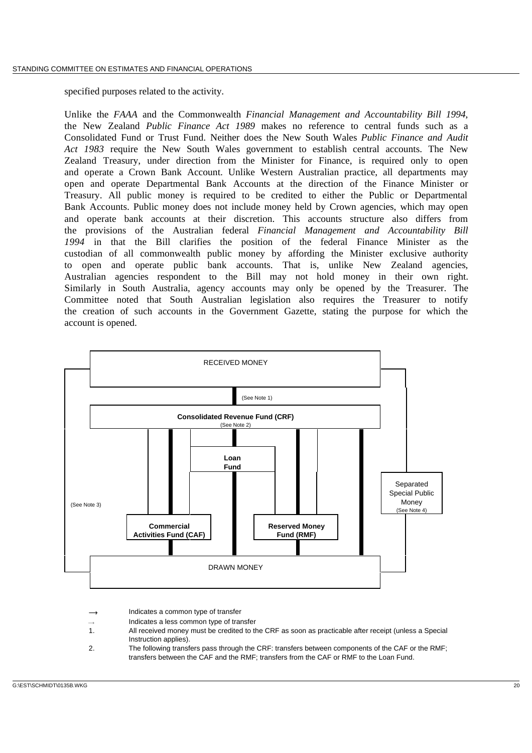specified purposes related to the activity.

Unlike the *FAAA* and the Commonwealth *Financial Management and Accountability Bill 1994*, the New Zealand *Public Finance Act 1989* makes no reference to central funds such as a Consolidated Fund or Trust Fund. Neither does the New South Wales *Public Finance and Audit Act 1983* require the New South Wales government to establish central accounts. The New Zealand Treasury, under direction from the Minister for Finance, is required only to open and operate a Crown Bank Account. Unlike Western Australian practice, all departments may open and operate Departmental Bank Accounts at the direction of the Finance Minister or Treasury. All public money is required to be credited to either the Public or Departmental Bank Accounts. Public money does not include money held by Crown agencies, which may open and operate bank accounts at their discretion. This accounts structure also differs from the provisions of the Australian federal *Financial Management and Accountability Bill 1994* in that the Bill clarifies the position of the federal Finance Minister as the custodian of all commonwealth public money by affording the Minister exclusive authority to open and operate public bank accounts. That is, unlike New Zealand agencies, Australian agencies respondent to the Bill may not hold money in their own right. Similarly in South Australia, agency accounts may only be opened by the Treasurer. The Committee noted that South Australian legislation also requires the Treasurer to notify the creation of such accounts in the Government Gazette, stating the purpose for which the account is opened.

RECEIVED MONEY

(See Note 1)

**Consolidated Revenue Fund (CRF)**
(See Note 2)

**Loan Fund**

Separated Special Public Money
(See Note 4)

(See Note 3)

**Commercial Activities Fund (CAF)**

**Reserved Money Fund (RMF)**

DRAWN MONEY

→ Indicates a common type of transfer

→ Indicates a less common type of transfer

1. All received money must be credited to the CRF as soon as practicable after receipt (unless a Special Instruction applies).
2. The following transfers pass through the CRF: transfers between components of the CAF or the RMF; transfers between the CAF and the RMF; transfers from the CAF or RMF to the Loan Fund.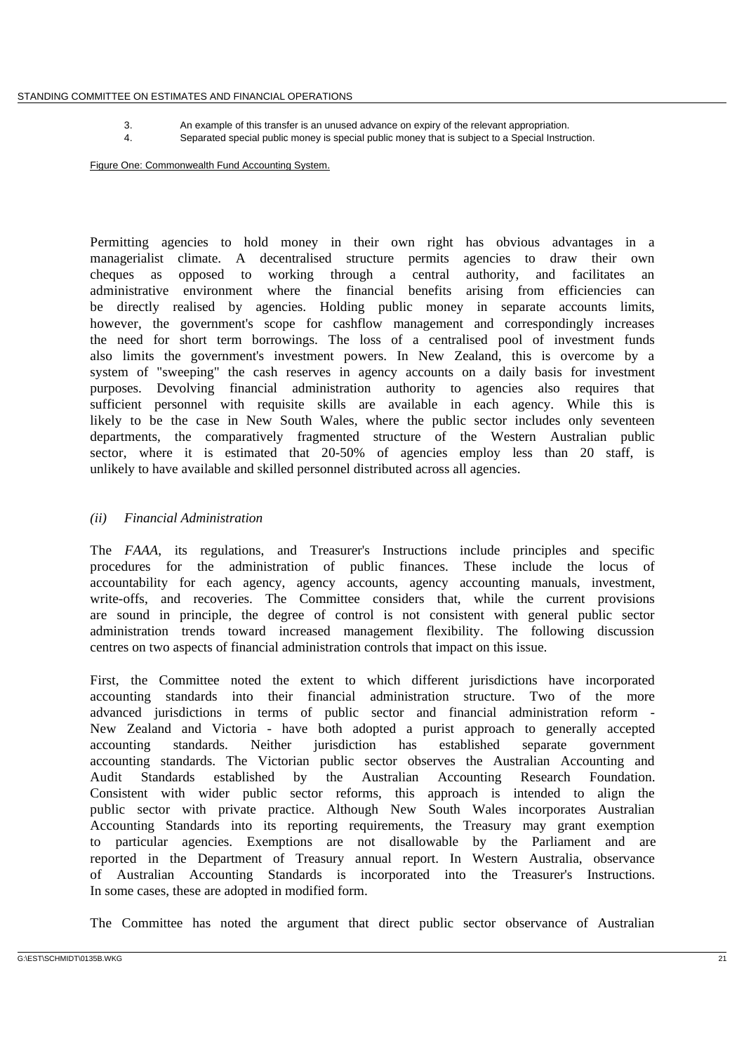3. An example of this transfer is an unused advance on expiry of the relevant appropriation.
4. Separated special public money is special public money that is subject to a Special Instruction.

Figure One: Commonwealth Fund Accounting System.

Permitting agencies to hold money in their own right has obvious advantages in a managerialist climate. A decentralised structure permits agencies to draw their own cheques as opposed to working through a central authority, and facilitates an administrative environment where the financial benefits arising from efficiencies can be directly realised by agencies. Holding public money in separate accounts limits, however, the government's scope for cashflow management and correspondingly increases the need for short term borrowings. The loss of a centralised pool of investment funds also limits the government's investment powers. In New Zealand, this is overcome by a system of "sweeping" the cash reserves in agency accounts on a daily basis for investment purposes. Devolving financial administration authority to agencies also requires that sufficient personnel with requisite skills are available in each agency. While this is likely to be the case in New South Wales, where the public sector includes only seventeen departments, the comparatively fragmented structure of the Western Australian public sector, where it is estimated that 20-50% of agencies employ less than 20 staff, is unlikely to have available and skilled personnel distributed across all agencies.

*(ii) Financial Administration*

The *FAAA*, its regulations, and Treasurer's Instructions include principles and specific procedures for the administration of public finances. These include the locus of accountability for each agency, agency accounts, agency accounting manuals, investment, write-offs, and recoveries. The Committee considers that, while the current provisions are sound in principle, the degree of control is not consistent with general public sector administration trends toward increased management flexibility. The following discussion centres on two aspects of financial administration controls that impact on this issue.

First, the Committee noted the extent to which different jurisdictions have incorporated accounting standards into their financial administration structure. Two of the more advanced jurisdictions in terms of public sector and financial administration reform - New Zealand and Victoria - have both adopted a purist approach to generally accepted accounting standards. Neither jurisdiction has established separate government accounting standards. The Victorian public sector observes the Australian Accounting and Audit Standards established by the Australian Accounting Research Foundation. Consistent with wider public sector reforms, this approach is intended to align the public sector with private practice. Although New South Wales incorporates Australian Accounting Standards into its reporting requirements, the Treasury may grant exemption to particular agencies. Exemptions are not disallowable by the Parliament and are reported in the Department of Treasury annual report. In Western Australia, observance of Australian Accounting Standards is incorporated into the Treasurer's Instructions. In some cases, these are adopted in modified form.

The Committee has noted the argument that direct public sector observance of Australian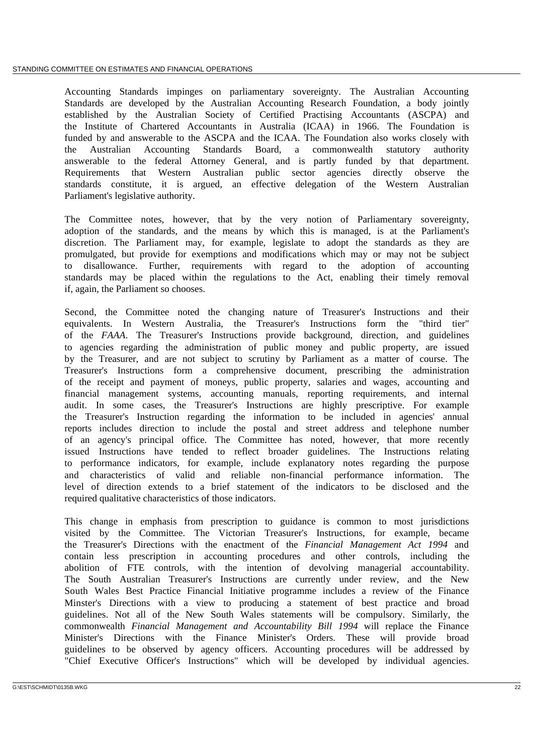Accounting Standards impinges on parliamentary sovereignty. The Australian Accounting Standards are developed by the Australian Accounting Research Foundation, a body jointly established by the Australian Society of Certified Practising Accountants (ASCPA) and the Institute of Chartered Accountants in Australia (ICAA) in 1966. The Foundation is funded by and answerable to the ASCPA and the ICAA. The Foundation also works closely with the Australian Accounting Standards Board, a commonwealth statutory authority answerable to the federal Attorney General, and is partly funded by that department. Requirements that Western Australian public sector agencies directly observe the standards constitute, it is argued, an effective delegation of the Western Australian Parliament's legislative authority.

The Committee notes, however, that by the very notion of Parliamentary sovereignty, adoption of the standards, and the means by which this is managed, is at the Parliament's discretion. The Parliament may, for example, legislate to adopt the standards as they are promulgated, but provide for exemptions and modifications which may or may not be subject to disallowance. Further, requirements with regard to the adoption of accounting standards may be placed within the regulations to the Act, enabling their timely removal if, again, the Parliament so chooses.

Second, the Committee noted the changing nature of Treasurer's Instructions and their equivalents. In Western Australia, the Treasurer's Instructions form the "third tier" of the *FAAA*. The Treasurer's Instructions provide background, direction, and guidelines to agencies regarding the administration of public money and public property, are issued by the Treasurer, and are not subject to scrutiny by Parliament as a matter of course. The Treasurer's Instructions form a comprehensive document, prescribing the administration of the receipt and payment of moneys, public property, salaries and wages, accounting and financial management systems, accounting manuals, reporting requirements, and internal audit. In some cases, the Treasurer's Instructions are highly prescriptive. For example the Treasurer's Instruction regarding the information to be included in agencies' annual reports includes direction to include the postal and street address and telephone number of an agency's principal office. The Committee has noted, however, that more recently issued Instructions have tended to reflect broader guidelines. The Instructions relating to performance indicators, for example, include explanatory notes regarding the purpose and characteristics of valid and reliable non-financial performance information. The level of direction extends to a brief statement of the indicators to be disclosed and the required qualitative characteristics of those indicators.

This change in emphasis from prescription to guidance is common to most jurisdictions visited by the Committee. The Victorian Treasurer's Instructions, for example, became the Treasurer's Directions with the enactment of the *Financial Management Act 1994* and contain less prescription in accounting procedures and other controls, including the abolition of FTE controls, with the intention of devolving managerial accountability. The South Australian Treasurer's Instructions are currently under review, and the New South Wales Best Practice Financial Initiative programme includes a review of the Finance Minster's Directions with a view to producing a statement of best practice and broad guidelines. Not all of the New South Wales statements will be compulsory. Similarly, the commonwealth *Financial Management and Accountability Bill 1994* will replace the Finance Minister's Directions with the Finance Minister's Orders. These will provide broad guidelines to be observed by agency officers. Accounting procedures will be addressed by "Chief Executive Officer's Instructions" which will be developed by individual agencies.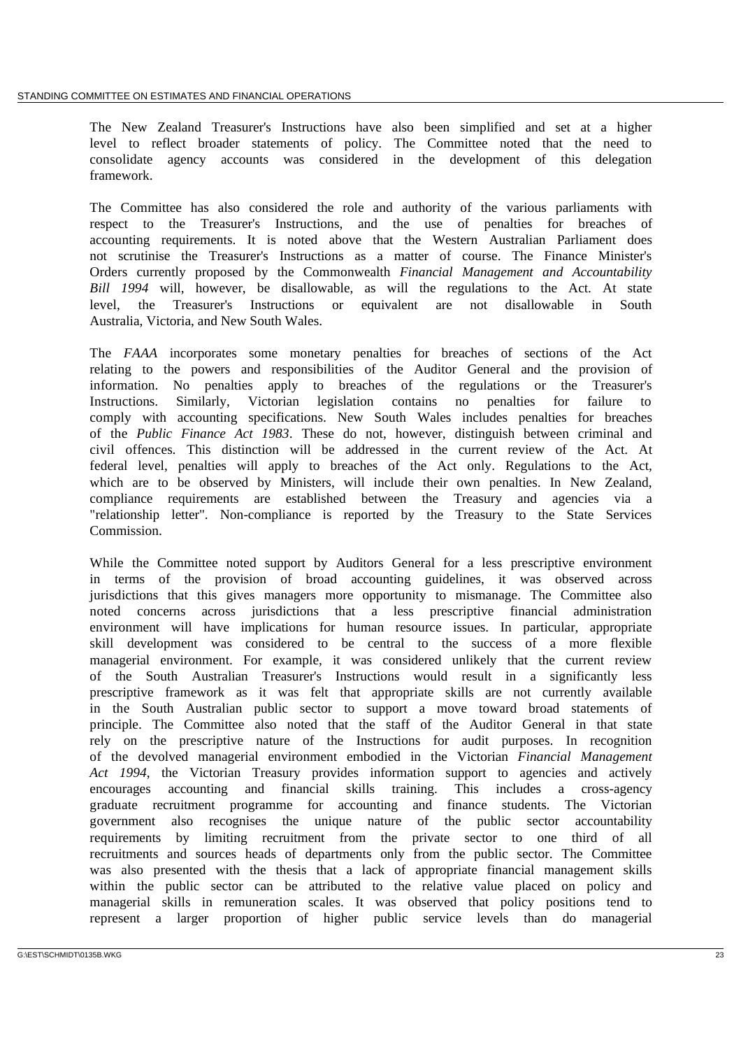The New Zealand Treasurer's Instructions have also been simplified and set at a higher level to reflect broader statements of policy. The Committee noted that the need to consolidate agency accounts was considered in the development of this delegation framework.

The Committee has also considered the role and authority of the various parliaments with respect to the Treasurer's Instructions, and the use of penalties for breaches of accounting requirements. It is noted above that the Western Australian Parliament does not scrutinise the Treasurer's Instructions as a matter of course. The Finance Minister's Orders currently proposed by the Commonwealth *Financial Management and Accountability Bill 1994* will, however, be disallowable, as will the regulations to the Act. At state level, the Treasurer's Instructions or equivalent are not disallowable in South Australia, Victoria, and New South Wales.

The *FAAA* incorporates some monetary penalties for breaches of sections of the Act relating to the powers and responsibilities of the Auditor General and the provision of information. No penalties apply to breaches of the regulations or the Treasurer's Instructions. Similarly, Victorian legislation contains no penalties for failure to comply with accounting specifications. New South Wales includes penalties for breaches of the *Public Finance Act 1983*. These do not, however, distinguish between criminal and civil offences. This distinction will be addressed in the current review of the Act. At federal level, penalties will apply to breaches of the Act only. Regulations to the Act, which are to be observed by Ministers, will include their own penalties. In New Zealand, compliance requirements are established between the Treasury and agencies via a "relationship letter". Non-compliance is reported by the Treasury to the State Services Commission.

While the Committee noted support by Auditors General for a less prescriptive environment in terms of the provision of broad accounting guidelines, it was observed across jurisdictions that this gives managers more opportunity to mismanage. The Committee also noted concerns across jurisdictions that a less prescriptive financial administration environment will have implications for human resource issues. In particular, appropriate skill development was considered to be central to the success of a more flexible managerial environment. For example, it was considered unlikely that the current review of the South Australian Treasurer's Instructions would result in a significantly less prescriptive framework as it was felt that appropriate skills are not currently available in the South Australian public sector to support a move toward broad statements of principle. The Committee also noted that the staff of the Auditor General in that state rely on the prescriptive nature of the Instructions for audit purposes. In recognition of the devolved managerial environment embodied in the Victorian *Financial Management Act 1994*, the Victorian Treasury provides information support to agencies and actively encourages accounting and financial skills training. This includes a cross-agency graduate recruitment programme for accounting and finance students. The Victorian government also recognises the unique nature of the public sector accountability requirements by limiting recruitment from the private sector to one third of all recruitments and sources heads of departments only from the public sector. The Committee was also presented with the thesis that a lack of appropriate financial management skills within the public sector can be attributed to the relative value placed on policy and managerial skills in remuneration scales. It was observed that policy positions tend to represent a larger proportion of higher public service levels than do managerial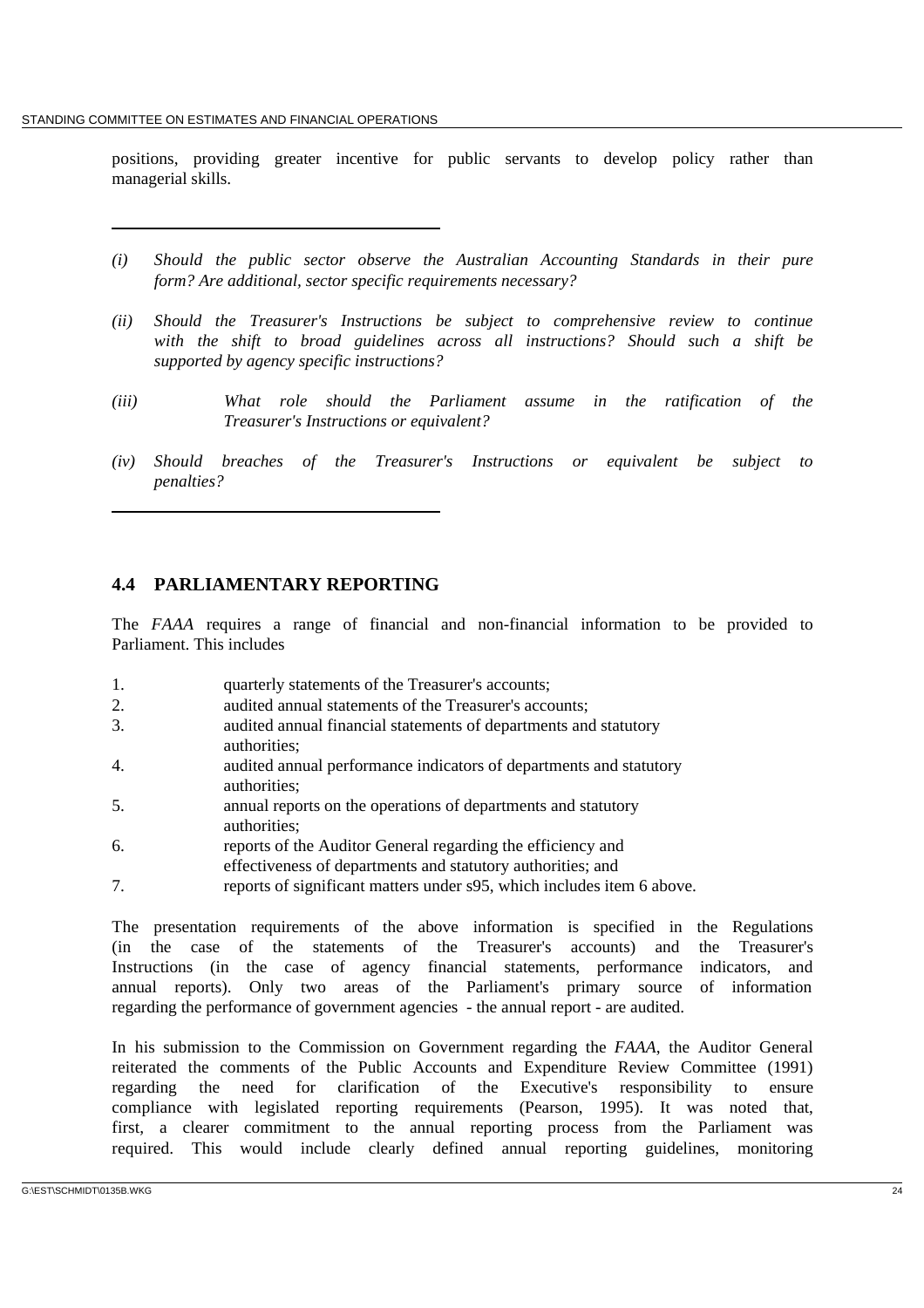positions, providing greater incentive for public servants to develop policy rather than managerial skills.

---

*(i) Should the public sector observe the Australian Accounting Standards in their pure form? Are additional, sector specific requirements necessary?*

*(ii) Should the Treasurer's Instructions be subject to comprehensive review to continue with the shift to broad guidelines across all instructions? Should such a shift be supported by agency specific instructions?*

*(iii) What role should the Parliament assume in the ratification of the Treasurer's Instructions or equivalent?*

*(iv) Should breaches of the Treasurer's Instructions or equivalent be subject to penalties?*

---

## 4.4 PARLIAMENTARY REPORTING

The *FAAA* requires a range of financial and non-financial information to be provided to Parliament. This includes

1. quarterly statements of the Treasurer's accounts;
2. audited annual statements of the Treasurer's accounts;
3. audited annual financial statements of departments and statutory authorities;
4. audited annual performance indicators of departments and statutory authorities;
5. annual reports on the operations of departments and statutory authorities;
6. reports of the Auditor General regarding the efficiency and effectiveness of departments and statutory authorities; and
7. reports of significant matters under s95, which includes item 6 above.

The presentation requirements of the above information is specified in the Regulations (in the case of the statements of the Treasurer's accounts) and the Treasurer's Instructions (in the case of agency financial statements, performance indicators, and annual reports). Only two areas of the Parliament's primary source of information regarding the performance of government agencies - the annual report - are audited.

In his submission to the Commission on Government regarding the *FAAA*, the Auditor General reiterated the comments of the Public Accounts and Expenditure Review Committee (1991) regarding the need for clarification of the Executive's responsibility to ensure compliance with legislated reporting requirements (Pearson, 1995). It was noted that, first, a clearer commitment to the annual reporting process from the Parliament was required. This would include clearly defined annual reporting guidelines, monitoring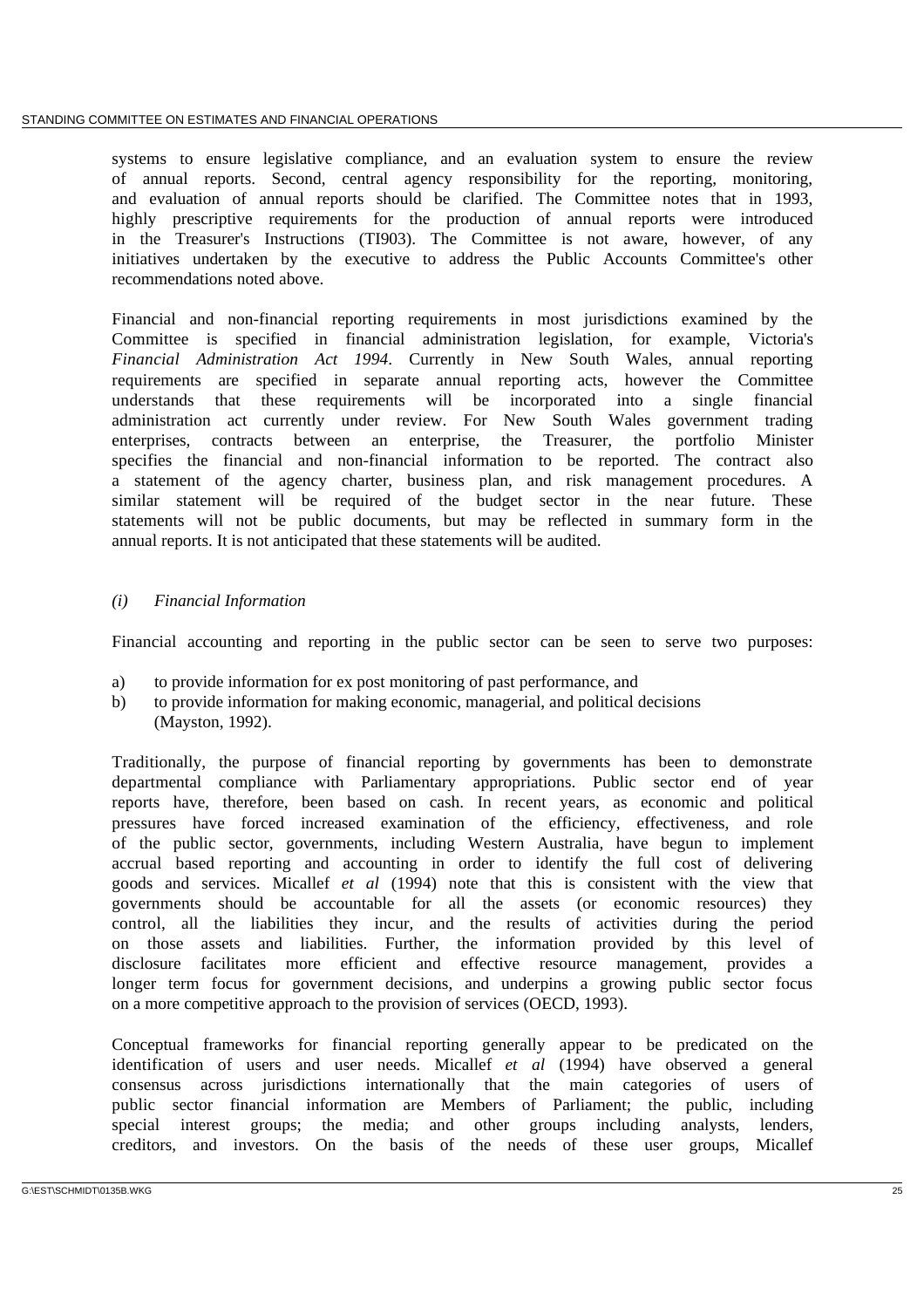systems to ensure legislative compliance, and an evaluation system to ensure the review of annual reports. Second, central agency responsibility for the reporting, monitoring, and evaluation of annual reports should be clarified. The Committee notes that in 1993, highly prescriptive requirements for the production of annual reports were introduced in the Treasurer's Instructions (TI903). The Committee is not aware, however, of any initiatives undertaken by the executive to address the Public Accounts Committee's other recommendations noted above.

Financial and non-financial reporting requirements in most jurisdictions examined by the Committee is specified in financial administration legislation, for example, Victoria's *Financial Administration Act 1994*. Currently in New South Wales, annual reporting requirements are specified in separate annual reporting acts, however the Committee understands that these requirements will be incorporated into a single financial administration act currently under review. For New South Wales government trading enterprises, contracts between an enterprise, the Treasurer, the portfolio Minister specifies the financial and non-financial information to be reported. The contract also a statement of the agency charter, business plan, and risk management procedures. A similar statement will be required of the budget sector in the near future. These statements will not be public documents, but may be reflected in summary form in the annual reports. It is not anticipated that these statements will be audited.

*(i) Financial Information*

Financial accounting and reporting in the public sector can be seen to serve two purposes:

a) to provide information for ex post monitoring of past performance, and
b) to provide information for making economic, managerial, and political decisions (Mayston, 1992).

Traditionally, the purpose of financial reporting by governments has been to demonstrate departmental compliance with Parliamentary appropriations. Public sector end of year reports have, therefore, been based on cash. In recent years, as economic and political pressures have forced increased examination of the efficiency, effectiveness, and role of the public sector, governments, including Western Australia, have begun to implement accrual based reporting and accounting in order to identify the full cost of delivering goods and services. Micallef *et al* (1994) note that this is consistent with the view that governments should be accountable for all the assets (or economic resources) they control, all the liabilities they incur, and the results of activities during the period on those assets and liabilities. Further, the information provided by this level of disclosure facilitates more efficient and effective resource management, provides a longer term focus for government decisions, and underpins a growing public sector focus on a more competitive approach to the provision of services (OECD, 1993).

Conceptual frameworks for financial reporting generally appear to be predicated on the identification of users and user needs. Micallef *et al* (1994) have observed a general consensus across jurisdictions internationally that the main categories of users of public sector financial information are Members of Parliament; the public, including special interest groups; the media; and other groups including analysts, lenders, creditors, and investors. On the basis of the needs of these user groups, Micallef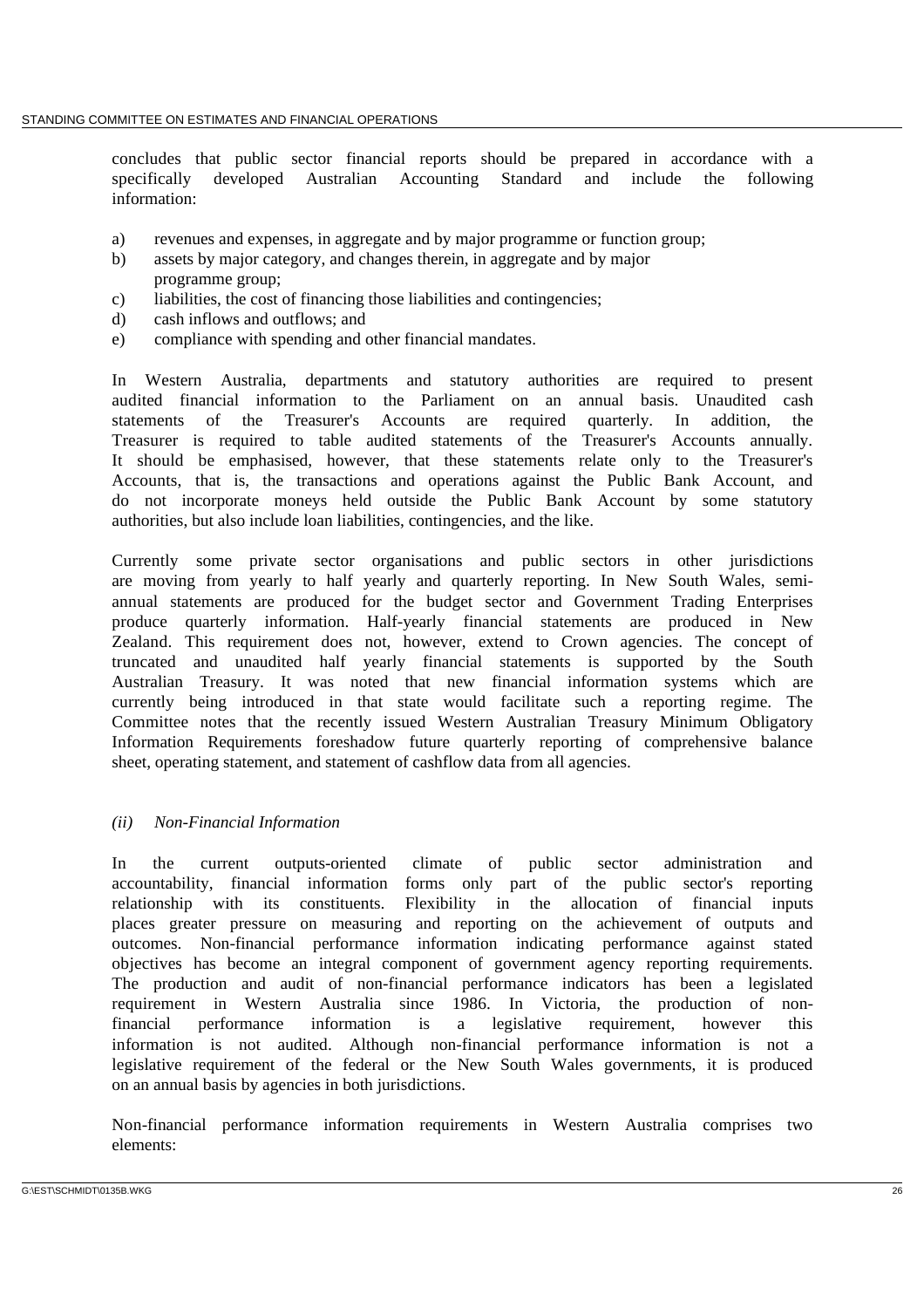concludes that public sector financial reports should be prepared in accordance with a specifically developed Australian Accounting Standard and include the following information:

a) revenues and expenses, in aggregate and by major programme or function group;
b) assets by major category, and changes therein, in aggregate and by major programme group;
c) liabilities, the cost of financing those liabilities and contingencies;
d) cash inflows and outflows; and
e) compliance with spending and other financial mandates.

In Western Australia, departments and statutory authorities are required to present audited financial information to the Parliament on an annual basis. Unaudited cash statements of the Treasurer's Accounts are required quarterly. In addition, the Treasurer is required to table audited statements of the Treasurer's Accounts annually. It should be emphasised, however, that these statements relate only to the Treasurer's Accounts, that is, the transactions and operations against the Public Bank Account, and do not incorporate moneys held outside the Public Bank Account by some statutory authorities, but also include loan liabilities, contingencies, and the like.

Currently some private sector organisations and public sectors in other jurisdictions are moving from yearly to half yearly and quarterly reporting. In New South Wales, semi-annual statements are produced for the budget sector and Government Trading Enterprises produce quarterly information. Half-yearly financial statements are produced in New Zealand. This requirement does not, however, extend to Crown agencies. The concept of truncated and unaudited half yearly financial statements is supported by the South Australian Treasury. It was noted that new financial information systems which are currently being introduced in that state would facilitate such a reporting regime. The Committee notes that the recently issued Western Australian Treasury Minimum Obligatory Information Requirements foreshadow future quarterly reporting of comprehensive balance sheet, operating statement, and statement of cashflow data from all agencies.

*(ii) Non-Financial Information*

In the current outputs-oriented climate of public sector administration and accountability, financial information forms only part of the public sector's reporting relationship with its constituents. Flexibility in the allocation of financial inputs places greater pressure on measuring and reporting on the achievement of outputs and outcomes. Non-financial performance information indicating performance against stated objectives has become an integral component of government agency reporting requirements. The production and audit of non-financial performance indicators has been a legislated requirement in Western Australia since 1986. In Victoria, the production of non-financial performance information is a legislative requirement, however this information is not audited. Although non-financial performance information is not a legislative requirement of the federal or the New South Wales governments, it is produced on an annual basis by agencies in both jurisdictions.

Non-financial performance information requirements in Western Australia comprises two elements: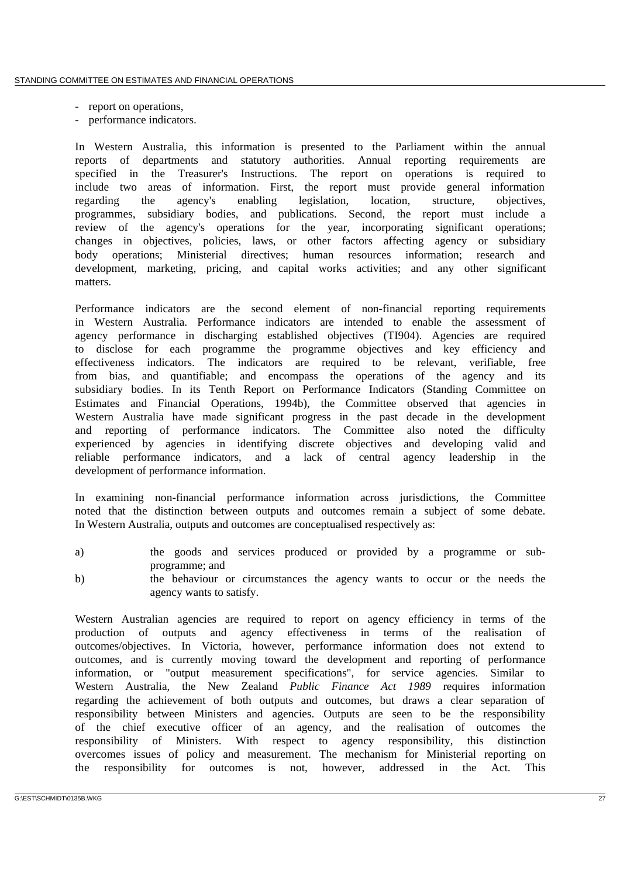- report on operations,
- performance indicators.

In Western Australia, this information is presented to the Parliament within the annual reports of departments and statutory authorities. Annual reporting requirements are specified in the Treasurer's Instructions. The report on operations is required to include two areas of information. First, the report must provide general information regarding the agency's enabling legislation, location, structure, objectives, programmes, subsidiary bodies, and publications. Second, the report must include a review of the agency's operations for the year, incorporating significant operations; changes in objectives, policies, laws, or other factors affecting agency or subsidiary body operations; Ministerial directives; human resources information; research and development, marketing, pricing, and capital works activities; and any other significant matters.

Performance indicators are the second element of non-financial reporting requirements in Western Australia. Performance indicators are intended to enable the assessment of agency performance in discharging established objectives (TI904). Agencies are required to disclose for each programme the programme objectives and key efficiency and effectiveness indicators. The indicators are required to be relevant, verifiable, free from bias, and quantifiable; and encompass the operations of the agency and its subsidiary bodies. In its Tenth Report on Performance Indicators (Standing Committee on Estimates and Financial Operations, 1994b), the Committee observed that agencies in Western Australia have made significant progress in the past decade in the development and reporting of performance indicators. The Committee also noted the difficulty experienced by agencies in identifying discrete objectives and developing valid and reliable performance indicators, and a lack of central agency leadership in the development of performance information.

In examining non-financial performance information across jurisdictions, the Committee noted that the distinction between outputs and outcomes remain a subject of some debate. In Western Australia, outputs and outcomes are conceptualised respectively as:

a) the goods and services produced or provided by a programme or sub-programme; and

b) the behaviour or circumstances the agency wants to occur or the needs the agency wants to satisfy.

Western Australian agencies are required to report on agency efficiency in terms of the production of outputs and agency effectiveness in terms of the realisation of outcomes/objectives. In Victoria, however, performance information does not extend to outcomes, and is currently moving toward the development and reporting of performance information, or "output measurement specifications", for service agencies. Similar to Western Australia, the New Zealand *Public Finance Act 1989* requires information regarding the achievement of both outputs and outcomes, but draws a clear separation of responsibility between Ministers and agencies. Outputs are seen to be the responsibility of the chief executive officer of an agency, and the realisation of outcomes the responsibility of Ministers. With respect to agency responsibility, this distinction overcomes issues of policy and measurement. The mechanism for Ministerial reporting on the responsibility for outcomes is not, however, addressed in the Act. This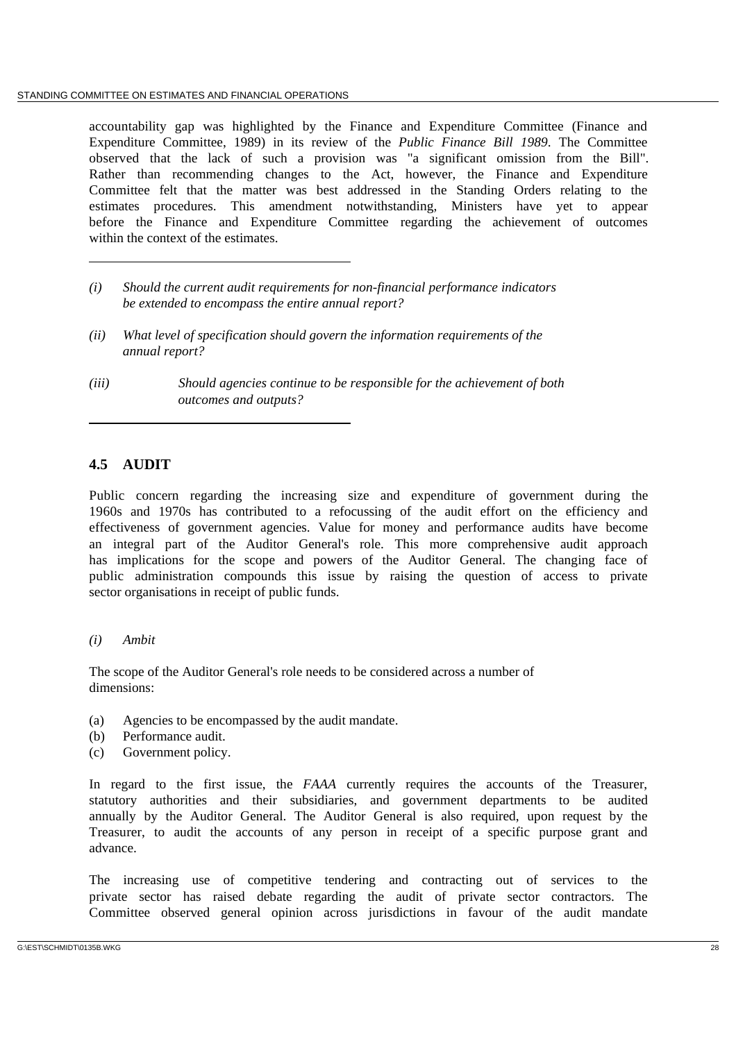accountability gap was highlighted by the Finance and Expenditure Committee (Finance and Expenditure Committee, 1989) in its review of the *Public Finance Bill 1989*. The Committee observed that the lack of such a provision was "a significant omission from the Bill". Rather than recommending changes to the Act, however, the Finance and Expenditure Committee felt that the matter was best addressed in the Standing Orders relating to the estimates procedures. This amendment notwithstanding, Ministers have yet to appear before the Finance and Expenditure Committee regarding the achievement of outcomes within the context of the estimates.

---

*(i) Should the current audit requirements for non-financial performance indicators be extended to encompass the entire annual report?*

*(ii) What level of specification should govern the information requirements of the annual report?*

*(iii) Should agencies continue to be responsible for the achievement of both outcomes and outputs?*

---

## 4.5 AUDIT

Public concern regarding the increasing size and expenditure of government during the 1960s and 1970s has contributed to a refocussing of the audit effort on the efficiency and effectiveness of government agencies. Value for money and performance audits have become an integral part of the Auditor General's role. This more comprehensive audit approach has implications for the scope and powers of the Auditor General. The changing face of public administration compounds this issue by raising the question of access to private sector organisations in receipt of public funds.

*(i) Ambit*

The scope of the Auditor General's role needs to be considered across a number of dimensions:

(a) Agencies to be encompassed by the audit mandate.
(b) Performance audit.
(c) Government policy.

In regard to the first issue, the *FAAA* currently requires the accounts of the Treasurer, statutory authorities and their subsidiaries, and government departments to be audited annually by the Auditor General. The Auditor General is also required, upon request by the Treasurer, to audit the accounts of any person in receipt of a specific purpose grant and advance.

The increasing use of competitive tendering and contracting out of services to the private sector has raised debate regarding the audit of private sector contractors. The Committee observed general opinion across jurisdictions in favour of the audit mandate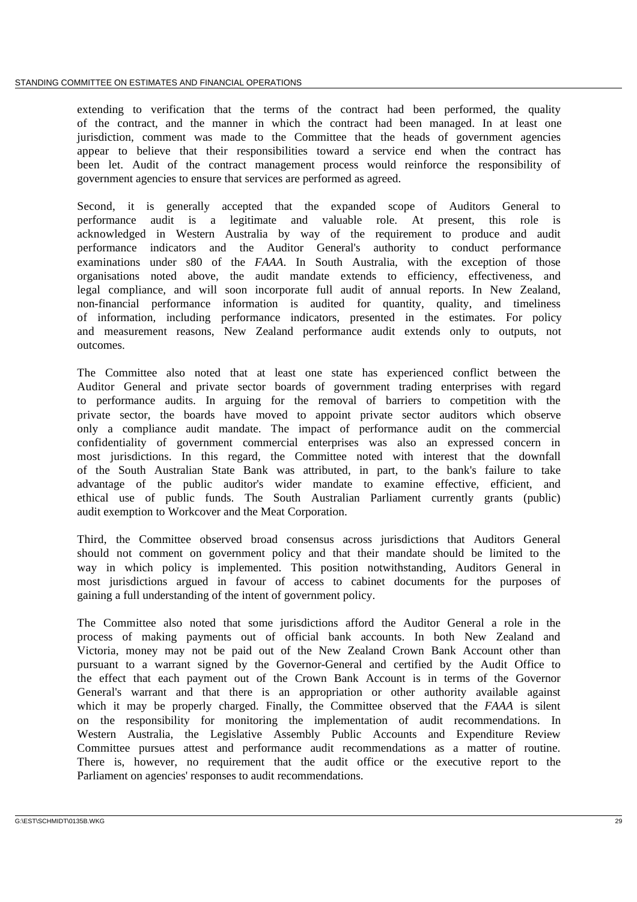extending to verification that the terms of the contract had been performed, the quality of the contract, and the manner in which the contract had been managed. In at least one jurisdiction, comment was made to the Committee that the heads of government agencies appear to believe that their responsibilities toward a service end when the contract has been let. Audit of the contract management process would reinforce the responsibility of government agencies to ensure that services are performed as agreed.

Second, it is generally accepted that the expanded scope of Auditors General to performance audit is a legitimate and valuable role. At present, this role is acknowledged in Western Australia by way of the requirement to produce and audit performance indicators and the Auditor General's authority to conduct performance examinations under s80 of the *FAAA*. In South Australia, with the exception of those organisations noted above, the audit mandate extends to efficiency, effectiveness, and legal compliance, and will soon incorporate full audit of annual reports. In New Zealand, non-financial performance information is audited for quantity, quality, and timeliness of information, including performance indicators, presented in the estimates. For policy and measurement reasons, New Zealand performance audit extends only to outputs, not outcomes.

The Committee also noted that at least one state has experienced conflict between the Auditor General and private sector boards of government trading enterprises with regard to performance audits. In arguing for the removal of barriers to competition with the private sector, the boards have moved to appoint private sector auditors which observe only a compliance audit mandate. The impact of performance audit on the commercial confidentiality of government commercial enterprises was also an expressed concern in most jurisdictions. In this regard, the Committee noted with interest that the downfall of the South Australian State Bank was attributed, in part, to the bank's failure to take advantage of the public auditor's wider mandate to examine effective, efficient, and ethical use of public funds. The South Australian Parliament currently grants (public) audit exemption to Workcover and the Meat Corporation.

Third, the Committee observed broad consensus across jurisdictions that Auditors General should not comment on government policy and that their mandate should be limited to the way in which policy is implemented. This position notwithstanding, Auditors General in most jurisdictions argued in favour of access to cabinet documents for the purposes of gaining a full understanding of the intent of government policy.

The Committee also noted that some jurisdictions afford the Auditor General a role in the process of making payments out of official bank accounts. In both New Zealand and Victoria, money may not be paid out of the New Zealand Crown Bank Account other than pursuant to a warrant signed by the Governor-General and certified by the Audit Office to the effect that each payment out of the Crown Bank Account is in terms of the Governor General's warrant and that there is an appropriation or other authority available against which it may be properly charged. Finally, the Committee observed that the *FAAA* is silent on the responsibility for monitoring the implementation of audit recommendations. In Western Australia, the Legislative Assembly Public Accounts and Expenditure Review Committee pursues attest and performance audit recommendations as a matter of routine. There is, however, no requirement that the audit office or the executive report to the Parliament on agencies' responses to audit recommendations.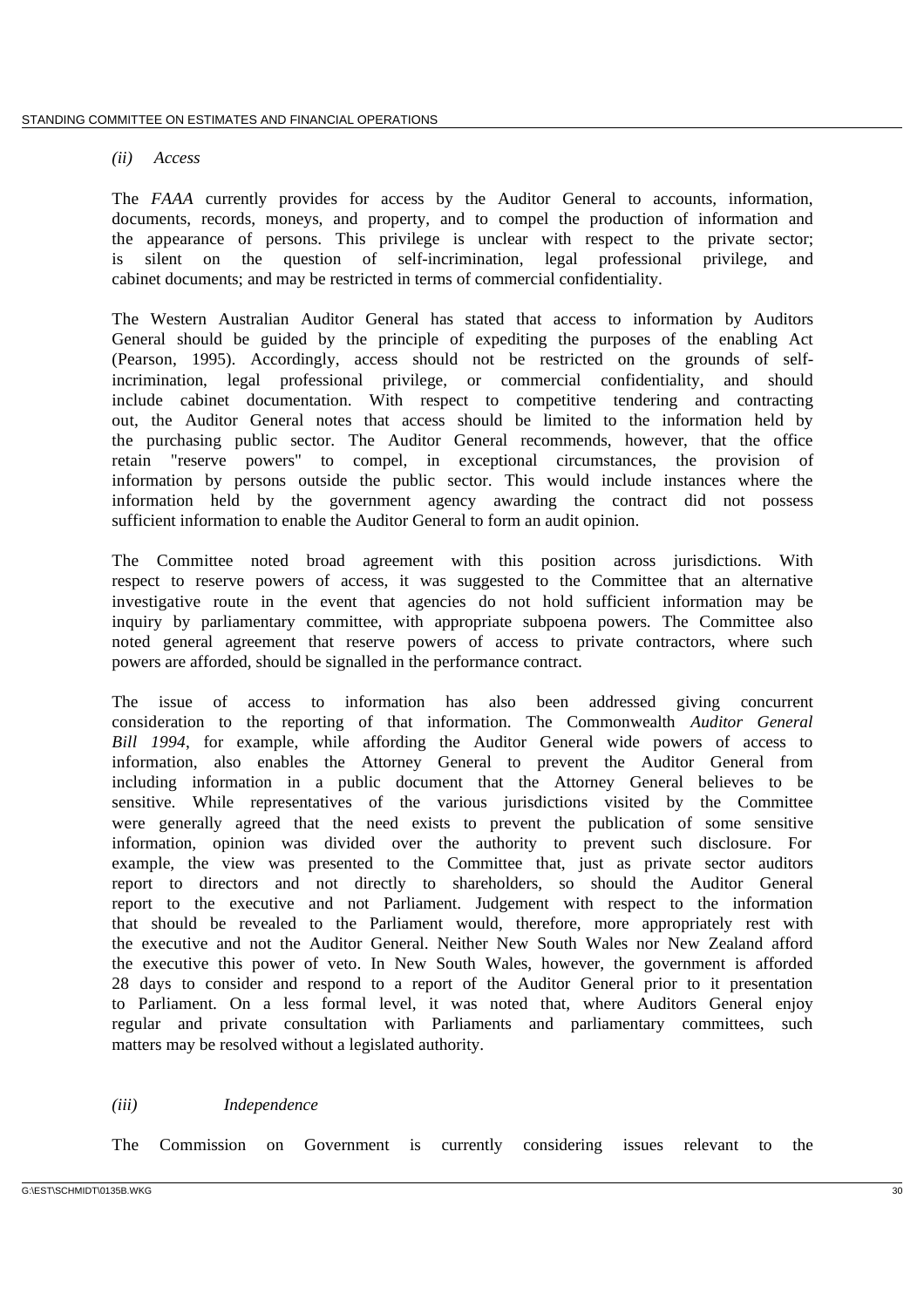*(ii) Access*

The *FAAA* currently provides for access by the Auditor General to accounts, information, documents, records, moneys, and property, and to compel the production of information and the appearance of persons. This privilege is unclear with respect to the private sector; is silent on the question of self-incrimination, legal professional privilege, and cabinet documents; and may be restricted in terms of commercial confidentiality.

The Western Australian Auditor General has stated that access to information by Auditors General should be guided by the principle of expediting the purposes of the enabling Act (Pearson, 1995). Accordingly, access should not be restricted on the grounds of self-incrimination, legal professional privilege, or commercial confidentiality, and should include cabinet documentation. With respect to competitive tendering and contracting out, the Auditor General notes that access should be limited to the information held by the purchasing public sector. The Auditor General recommends, however, that the office retain "reserve powers" to compel, in exceptional circumstances, the provision of information by persons outside the public sector. This would include instances where the information held by the government agency awarding the contract did not possess sufficient information to enable the Auditor General to form an audit opinion.

The Committee noted broad agreement with this position across jurisdictions. With respect to reserve powers of access, it was suggested to the Committee that an alternative investigative route in the event that agencies do not hold sufficient information may be inquiry by parliamentary committee, with appropriate subpoena powers. The Committee also noted general agreement that reserve powers of access to private contractors, where such powers are afforded, should be signalled in the performance contract.

The issue of access to information has also been addressed giving concurrent consideration to the reporting of that information. The Commonwealth *Auditor General Bill 1994*, for example, while affording the Auditor General wide powers of access to information, also enables the Attorney General to prevent the Auditor General from including information in a public document that the Attorney General believes to be sensitive. While representatives of the various jurisdictions visited by the Committee were generally agreed that the need exists to prevent the publication of some sensitive information, opinion was divided over the authority to prevent such disclosure. For example, the view was presented to the Committee that, just as private sector auditors report to directors and not directly to shareholders, so should the Auditor General report to the executive and not Parliament. Judgement with respect to the information that should be revealed to the Parliament would, therefore, more appropriately rest with the executive and not the Auditor General. Neither New South Wales nor New Zealand afford the executive this power of veto. In New South Wales, however, the government is afforded 28 days to consider and respond to a report of the Auditor General prior to it presentation to Parliament. On a less formal level, it was noted that, where Auditors General enjoy regular and private consultation with Parliaments and parliamentary committees, such matters may be resolved without a legislated authority.

*(iii) Independence*

The Commission on Government is currently considering issues relevant to the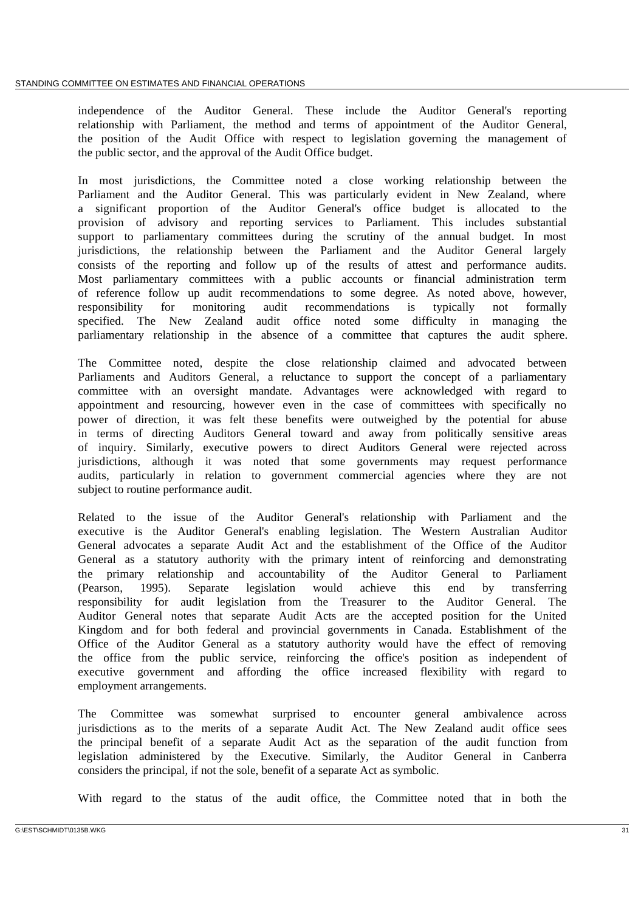independence of the Auditor General. These include the Auditor General's reporting relationship with Parliament, the method and terms of appointment of the Auditor General, the position of the Audit Office with respect to legislation governing the management of the public sector, and the approval of the Audit Office budget.

In most jurisdictions, the Committee noted a close working relationship between the Parliament and the Auditor General. This was particularly evident in New Zealand, where a significant proportion of the Auditor General's office budget is allocated to the provision of advisory and reporting services to Parliament. This includes substantial support to parliamentary committees during the scrutiny of the annual budget. In most jurisdictions, the relationship between the Parliament and the Auditor General largely consists of the reporting and follow up of the results of attest and performance audits. Most parliamentary committees with a public accounts or financial administration term of reference follow up audit recommendations to some degree. As noted above, however, responsibility for monitoring audit recommendations is typically not formally specified. The New Zealand audit office noted some difficulty in managing the parliamentary relationship in the absence of a committee that captures the audit sphere.

The Committee noted, despite the close relationship claimed and advocated between Parliaments and Auditors General, a reluctance to support the concept of a parliamentary committee with an oversight mandate. Advantages were acknowledged with regard to appointment and resourcing, however even in the case of committees with specifically no power of direction, it was felt these benefits were outweighed by the potential for abuse in terms of directing Auditors General toward and away from politically sensitive areas of inquiry. Similarly, executive powers to direct Auditors General were rejected across jurisdictions, although it was noted that some governments may request performance audits, particularly in relation to government commercial agencies where they are not subject to routine performance audit.

Related to the issue of the Auditor General's relationship with Parliament and the executive is the Auditor General's enabling legislation. The Western Australian Auditor General advocates a separate Audit Act and the establishment of the Office of the Auditor General as a statutory authority with the primary intent of reinforcing and demonstrating the primary relationship and accountability of the Auditor General to Parliament (Pearson, 1995). Separate legislation would achieve this end by transferring responsibility for audit legislation from the Treasurer to the Auditor General. The Auditor General notes that separate Audit Acts are the accepted position for the United Kingdom and for both federal and provincial governments in Canada. Establishment of the Office of the Auditor General as a statutory authority would have the effect of removing the office from the public service, reinforcing the office's position as independent of executive government and affording the office increased flexibility with regard to employment arrangements.

The Committee was somewhat surprised to encounter general ambivalence across jurisdictions as to the merits of a separate Audit Act. The New Zealand audit office sees the principal benefit of a separate Audit Act as the separation of the audit function from legislation administered by the Executive. Similarly, the Auditor General in Canberra considers the principal, if not the sole, benefit of a separate Act as symbolic.

With regard to the status of the audit office, the Committee noted that in both the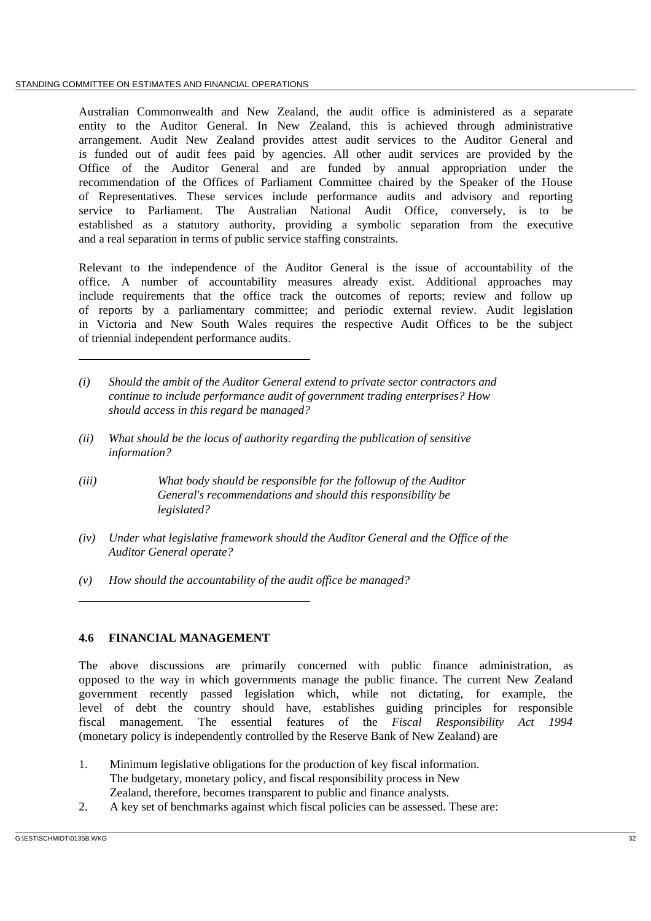Australian Commonwealth and New Zealand, the audit office is administered as a separate entity to the Auditor General. In New Zealand, this is achieved through administrative arrangement. Audit New Zealand provides attest audit services to the Auditor General and is funded out of audit fees paid by agencies. All other audit services are provided by the Office of the Auditor General and are funded by annual appropriation under the recommendation of the Offices of Parliament Committee chaired by the Speaker of the House of Representatives. These services include performance audits and advisory and reporting service to Parliament. The Australian National Audit Office, conversely, is to be established as a statutory authority, providing a symbolic separation from the executive and a real separation in terms of public service staffing constraints.

Relevant to the independence of the Auditor General is the issue of accountability of the office. A number of accountability measures already exist. Additional approaches may include requirements that the office track the outcomes of reports; review and follow up of reports by a parliamentary committee; and periodic external review. Audit legislation in Victoria and New South Wales requires the respective Audit Offices to be the subject of triennial independent performance audits.

---

*(i) Should the ambit of the Auditor General extend to private sector contractors and continue to include performance audit of government trading enterprises? How should access in this regard be managed?*

*(ii) What should be the locus of authority regarding the publication of sensitive information?*

*(iii) What body should be responsible for the followup of the Auditor General's recommendations and should this responsibility be legislated?*

*(iv) Under what legislative framework should the Auditor General and the Office of the Auditor General operate?*

*(v) How should the accountability of the audit office be managed?*

---

## 4.6 FINANCIAL MANAGEMENT

The above discussions are primarily concerned with public finance administration, as opposed to the way in which governments manage the public finance. The current New Zealand government recently passed legislation which, while not dictating, for example, the level of debt the country should have, establishes guiding principles for responsible fiscal management. The essential features of the *Fiscal Responsibility Act 1994* (monetary policy is independently controlled by the Reserve Bank of New Zealand) are

1. Minimum legislative obligations for the production of key fiscal information. The budgetary, monetary policy, and fiscal responsibility process in New Zealand, therefore, becomes transparent to public and finance analysts.
2. A key set of benchmarks against which fiscal policies can be assessed. These are: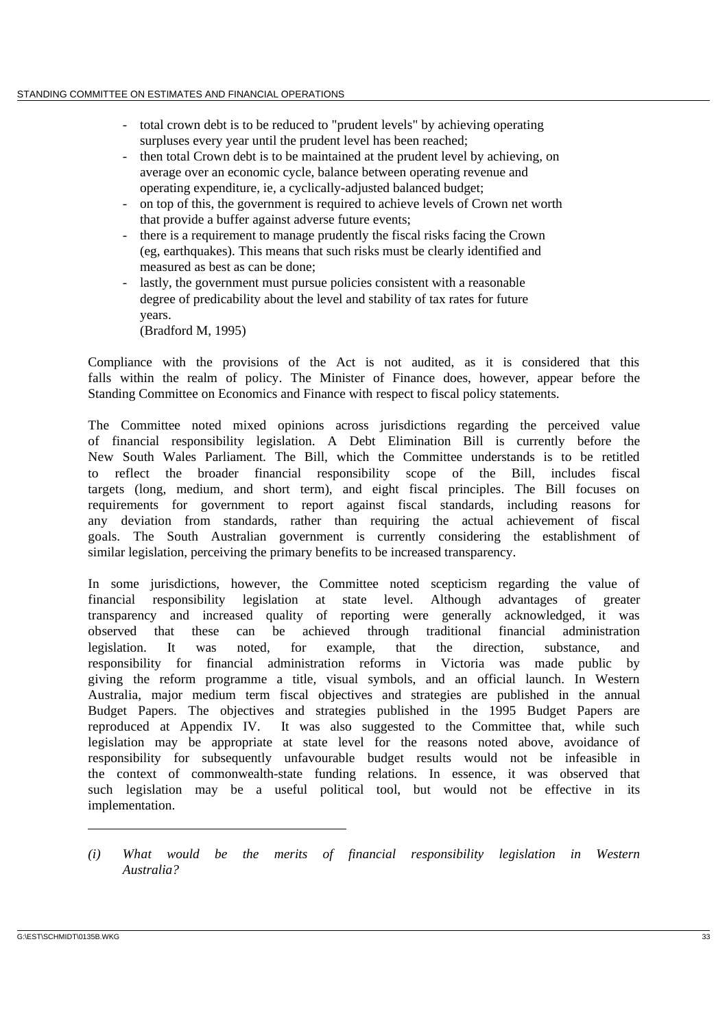- total crown debt is to be reduced to "prudent levels" by achieving operating surpluses every year until the prudent level has been reached;
- then total Crown debt is to be maintained at the prudent level by achieving, on average over an economic cycle, balance between operating revenue and operating expenditure, ie, a cyclically-adjusted balanced budget;
- on top of this, the government is required to achieve levels of Crown net worth that provide a buffer against adverse future events;
- there is a requirement to manage prudently the fiscal risks facing the Crown (eg, earthquakes). This means that such risks must be clearly identified and measured as best as can be done;
- lastly, the government must pursue policies consistent with a reasonable degree of predicability about the level and stability of tax rates for future years.

(Bradford M, 1995)

Compliance with the provisions of the Act is not audited, as it is considered that this falls within the realm of policy. The Minister of Finance does, however, appear before the Standing Committee on Economics and Finance with respect to fiscal policy statements.

The Committee noted mixed opinions across jurisdictions regarding the perceived value of financial responsibility legislation. A Debt Elimination Bill is currently before the New South Wales Parliament. The Bill, which the Committee understands is to be retitled to reflect the broader financial responsibility scope of the Bill, includes fiscal targets (long, medium, and short term), and eight fiscal principles. The Bill focuses on requirements for government to report against fiscal standards, including reasons for any deviation from standards, rather than requiring the actual achievement of fiscal goals. The South Australian government is currently considering the establishment of similar legislation, perceiving the primary benefits to be increased transparency.

In some jurisdictions, however, the Committee noted scepticism regarding the value of financial responsibility legislation at state level. Although advantages of greater transparency and increased quality of reporting were generally acknowledged, it was observed that these can be achieved through traditional financial administration legislation. It was noted, for example, that the direction, substance, and responsibility for financial administration reforms in Victoria was made public by giving the reform programme a title, visual symbols, and an official launch. In Western Australia, major medium term fiscal objectives and strategies are published in the annual Budget Papers. The objectives and strategies published in the 1995 Budget Papers are reproduced at Appendix IV. It was also suggested to the Committee that, while such legislation may be appropriate at state level for the reasons noted above, avoidance of responsibility for subsequently unfavourable budget results would not be infeasible in the context of commonwealth-state funding relations. In essence, it was observed that such legislation may be a useful political tool, but would not be effective in its implementation.

---

*(i) What would be the merits of financial responsibility legislation in Western Australia?*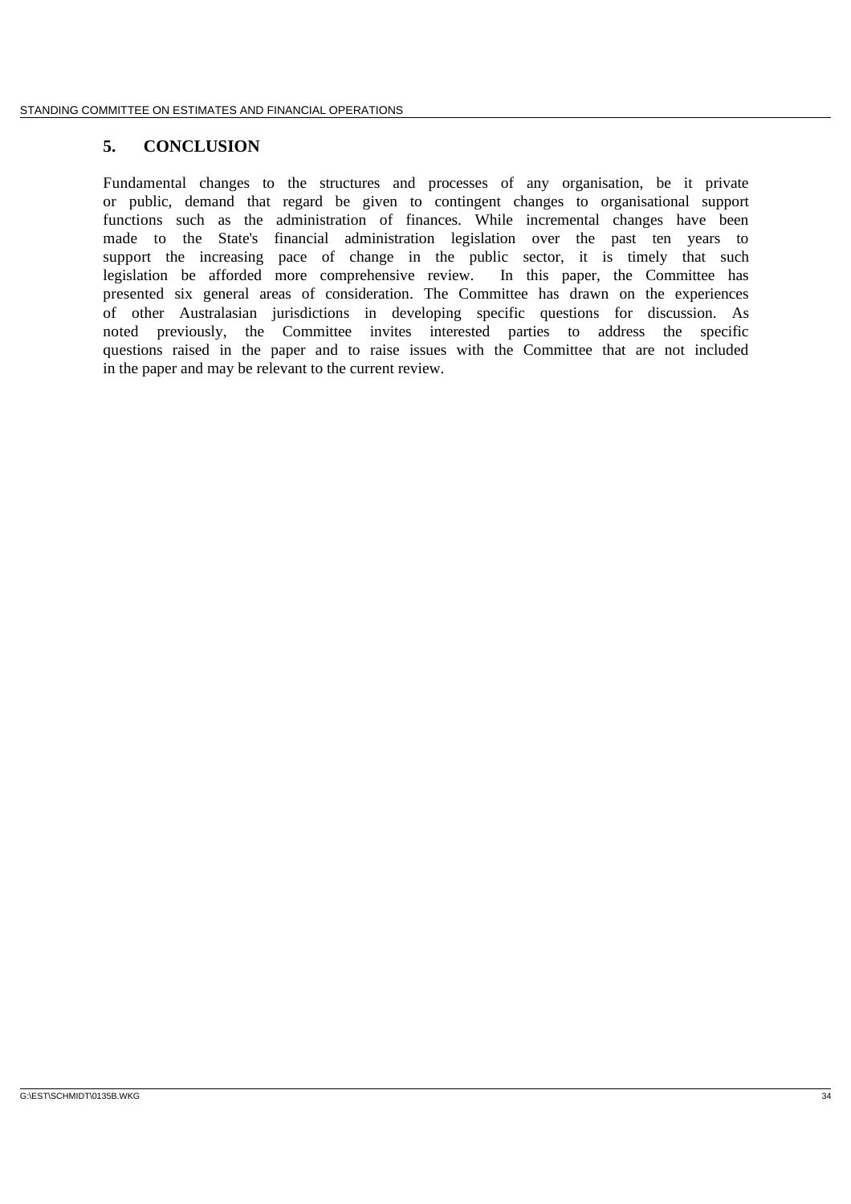## 5. CONCLUSION

Fundamental changes to the structures and processes of any organisation, be it private or public, demand that regard be given to contingent changes to organisational support functions such as the administration of finances. While incremental changes have been made to the State's financial administration legislation over the past ten years to support the increasing pace of change in the public sector, it is timely that such legislation be afforded more comprehensive review. In this paper, the Committee has presented six general areas of consideration. The Committee has drawn on the experiences of other Australasian jurisdictions in developing specific questions for discussion. As noted previously, the Committee invites interested parties to address the specific questions raised in the paper and to raise issues with the Committee that are not included in the paper and may be relevant to the current review.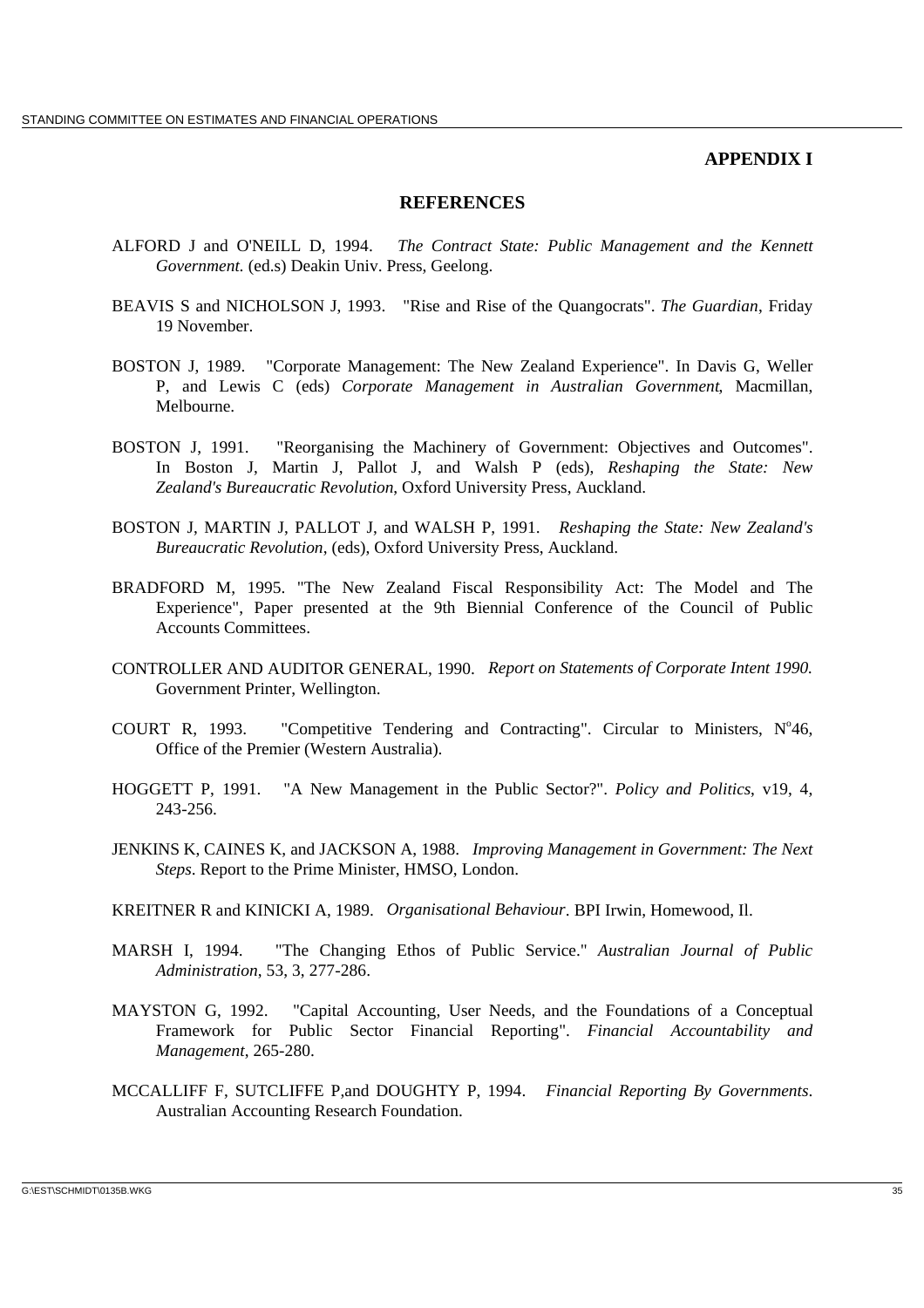## APPENDIX I

### REFERENCES

ALFORD J and O'NEILL D, 1994. *The Contract State: Public Management and the Kennett Government.* (ed.s) Deakin Univ. Press, Geelong.

BEAVIS S and NICHOLSON J, 1993. "Rise and Rise of the Quangocrats". *The Guardian*, Friday 19 November.

BOSTON J, 1989. "Corporate Management: The New Zealand Experience". In Davis G, Weller P, and Lewis C (eds) *Corporate Management in Australian Government*, Macmillan, Melbourne.

BOSTON J, 1991. "Reorganising the Machinery of Government: Objectives and Outcomes". In Boston J, Martin J, Pallot J, and Walsh P (eds), *Reshaping the State: New Zealand's Bureaucratic Revolution*, Oxford University Press, Auckland.

BOSTON J, MARTIN J, PALLOT J, and WALSH P, 1991. *Reshaping the State: New Zealand's Bureaucratic Revolution*, (eds), Oxford University Press, Auckland.

BRADFORD M, 1995. "The New Zealand Fiscal Responsibility Act: The Model and The Experience", Paper presented at the 9th Biennial Conference of the Council of Public Accounts Committees.

CONTROLLER AND AUDITOR GENERAL, 1990. *Report on Statements of Corporate Intent 1990.* Government Printer, Wellington.

COURT R, 1993. "Competitive Tendering and Contracting". Circular to Ministers, N°46, Office of the Premier (Western Australia).

HOGGETT P, 1991. "A New Management in the Public Sector?". *Policy and Politics*, v19, 4, 243-256.

JENKINS K, CAINES K, and JACKSON A, 1988. *Improving Management in Government: The Next Steps*. Report to the Prime Minister, HMSO, London.

KREITNER R and KINICKI A, 1989. *Organisational Behaviour*. BPI Irwin, Homewood, Il.

MARSH I, 1994. "The Changing Ethos of Public Service." *Australian Journal of Public Administration*, 53, 3, 277-286.

MAYSTON G, 1992. "Capital Accounting, User Needs, and the Foundations of a Conceptual Framework for Public Sector Financial Reporting". *Financial Accountability and Management*, 265-280.

MCCALLIFF F, SUTCLIFFE P,and DOUGHTY P, 1994. *Financial Reporting By Governments*. Australian Accounting Research Foundation.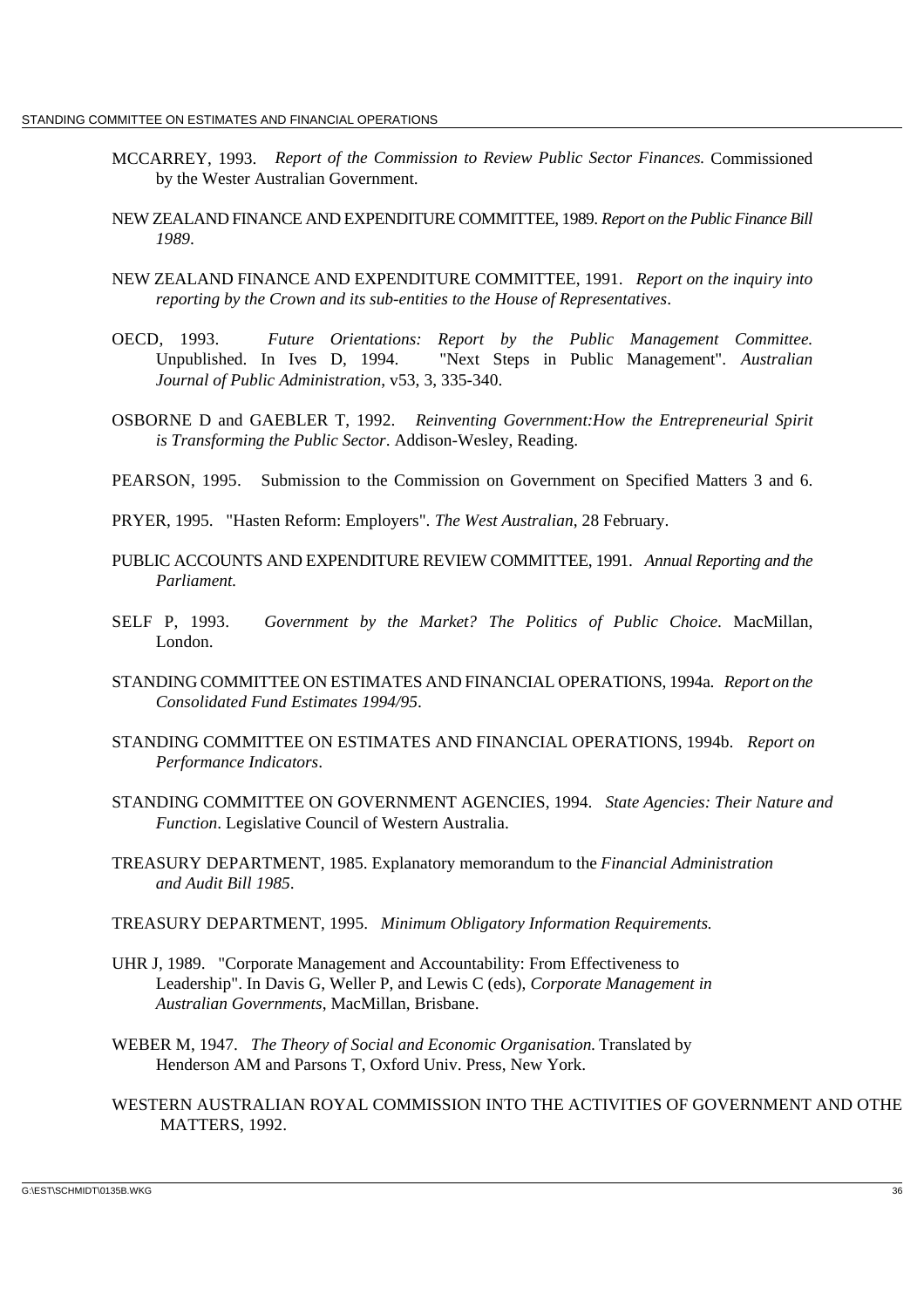MCCARREY, 1993. *Report of the Commission to Review Public Sector Finances.* Commissioned by the Wester Australian Government.

NEW ZEALAND FINANCE AND EXPENDITURE COMMITTEE, 1989. *Report on the Public Finance Bill 1989*.

NEW ZEALAND FINANCE AND EXPENDITURE COMMITTEE, 1991. *Report on the inquiry into reporting by the Crown and its sub-entities to the House of Representatives*.

OECD, 1993. *Future Orientations: Report by the Public Management Committee.* Unpublished. In Ives D, 1994. "Next Steps in Public Management". *Australian Journal of Public Administration*, v53, 3, 335-340.

OSBORNE D and GAEBLER T, 1992. *Reinventing Government:How the Entrepreneurial Spirit is Transforming the Public Sector*. Addison-Wesley, Reading.

PEARSON, 1995. Submission to the Commission on Government on Specified Matters 3 and 6.

PRYER, 1995. "Hasten Reform: Employers". *The West Australian*, 28 February.

PUBLIC ACCOUNTS AND EXPENDITURE REVIEW COMMITTEE, 1991. *Annual Reporting and the Parliament.*

SELF P, 1993. *Government by the Market? The Politics of Public Choice*. MacMillan, London.

STANDING COMMITTEE ON ESTIMATES AND FINANCIAL OPERATIONS, 1994a. *Report on the Consolidated Fund Estimates 1994/95*.

STANDING COMMITTEE ON ESTIMATES AND FINANCIAL OPERATIONS, 1994b. *Report on Performance Indicators*.

STANDING COMMITTEE ON GOVERNMENT AGENCIES, 1994. *State Agencies: Their Nature and Function*. Legislative Council of Western Australia.

TREASURY DEPARTMENT, 1985. Explanatory memorandum to the *Financial Administration and Audit Bill 1985*.

TREASURY DEPARTMENT, 1995. *Minimum Obligatory Information Requirements.*

UHR J, 1989. "Corporate Management and Accountability: From Effectiveness to Leadership". In Davis G, Weller P, and Lewis C (eds), *Corporate Management in Australian Governments*, MacMillan, Brisbane.

WEBER M, 1947. *The Theory of Social and Economic Organisation.* Translated by Henderson AM and Parsons T, Oxford Univ. Press, New York.

WESTERN AUSTRALIAN ROYAL COMMISSION INTO THE ACTIVITIES OF GOVERNMENT AND OTHE MATTERS, 1992.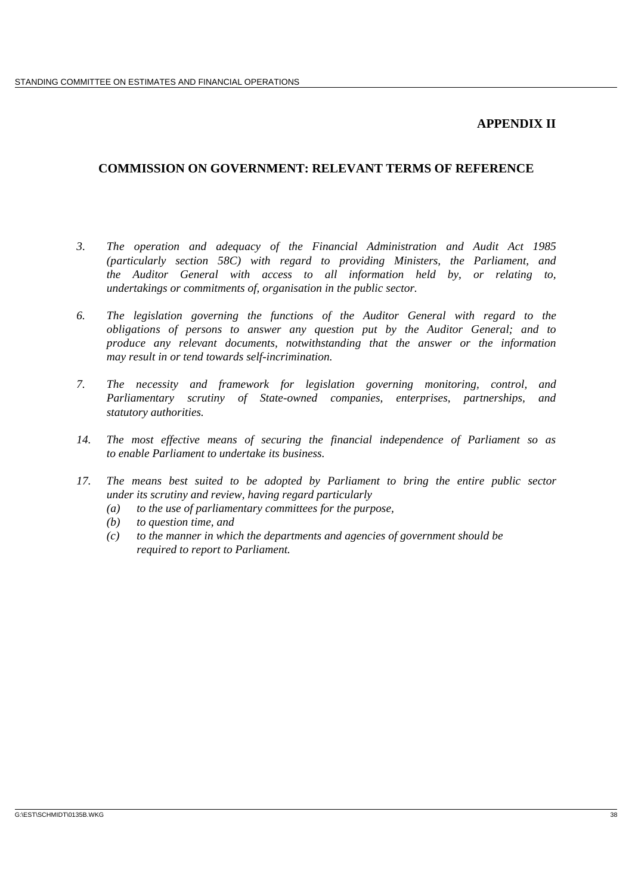# APPENDIX II

## COMMISSION ON GOVERNMENT: RELEVANT TERMS OF REFERENCE

3. *The operation and adequacy of the Financial Administration and Audit Act 1985 (particularly section 58C) with regard to providing Ministers, the Parliament, and the Auditor General with access to all information held by, or relating to, undertakings or commitments of, organisation in the public sector.*

6. *The legislation governing the functions of the Auditor General with regard to the obligations of persons to answer any question put by the Auditor General; and to produce any relevant documents, notwithstanding that the answer or the information may result in or tend towards self-incrimination.*

7. *The necessity and framework for legislation governing monitoring, control, and Parliamentary scrutiny of State-owned companies, enterprises, partnerships, and statutory authorities.*

14. *The most effective means of securing the financial independence of Parliament so as to enable Parliament to undertake its business.*

17. *The means best suited to be adopted by Parliament to bring the entire public sector under its scrutiny and review, having regard particularly*
    - *(a) to the use of parliamentary committees for the purpose,*
    - *(b) to question time, and*
    - *(c) to the manner in which the departments and agencies of government should be required to report to Parliament.*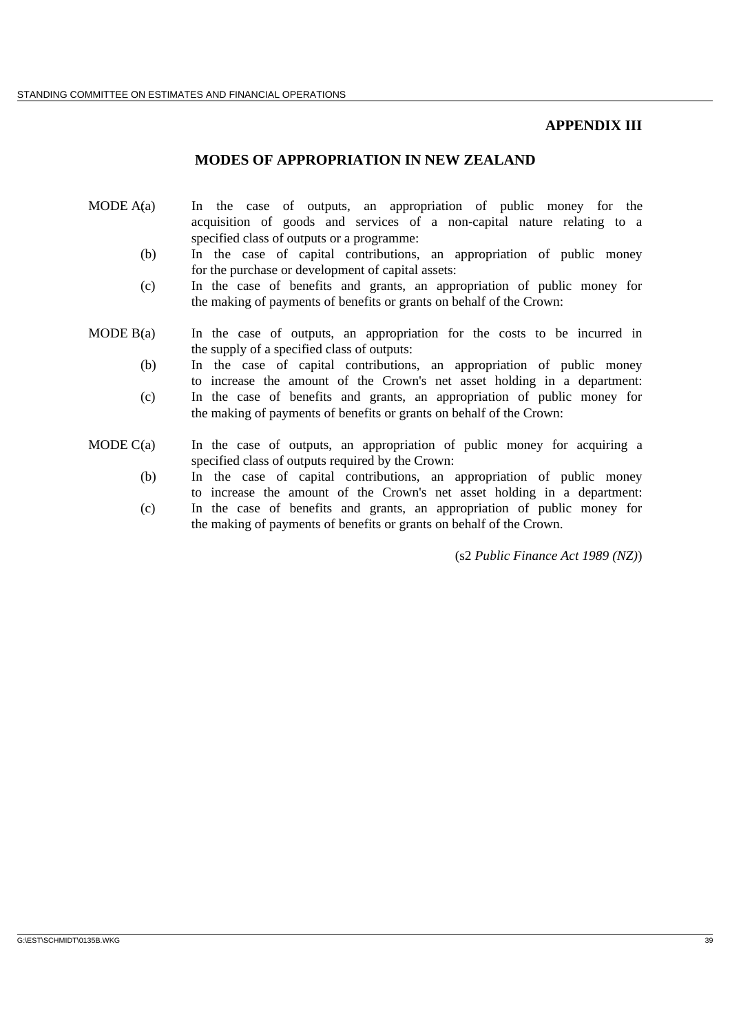## APPENDIX III

### MODES OF APPROPRIATION IN NEW ZEALAND

MODE A(a) In the case of outputs, an appropriation of public money for the acquisition of goods and services of a non-capital nature relating to a specified class of outputs or a programme:

(b) In the case of capital contributions, an appropriation of public money for the purchase or development of capital assets:

(c) In the case of benefits and grants, an appropriation of public money for the making of payments of benefits or grants on behalf of the Crown:

MODE B(a) In the case of outputs, an appropriation for the costs to be incurred in the supply of a specified class of outputs:

(b) In the case of capital contributions, an appropriation of public money to increase the amount of the Crown's net asset holding in a department:

(c) In the case of benefits and grants, an appropriation of public money for the making of payments of benefits or grants on behalf of the Crown:

MODE C(a) In the case of outputs, an appropriation of public money for acquiring a specified class of outputs required by the Crown:

(b) In the case of capital contributions, an appropriation of public money to increase the amount of the Crown's net asset holding in a department:

(c) In the case of benefits and grants, an appropriation of public money for the making of payments of benefits or grants on behalf of the Crown.

(s2 *Public Finance Act 1989 (NZ)*)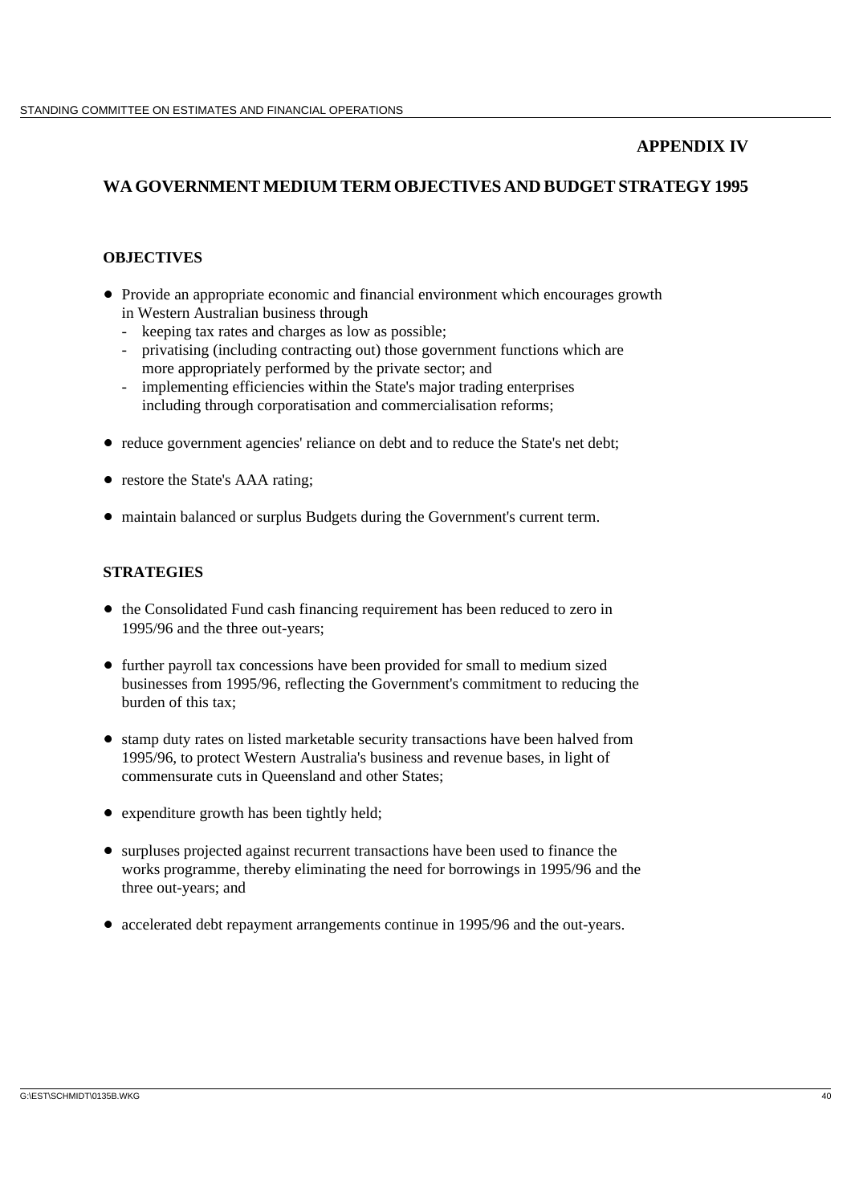## APPENDIX IV

## WA GOVERNMENT MEDIUM TERM OBJECTIVES AND BUDGET STRATEGY 1995

### OBJECTIVES

- Provide an appropriate economic and financial environment which encourages growth in Western Australian business through
  - keeping tax rates and charges as low as possible;
  - privatising (including contracting out) those government functions which are more appropriately performed by the private sector; and
  - implementing efficiencies within the State's major trading enterprises including through corporatisation and commercialisation reforms;
- reduce government agencies' reliance on debt and to reduce the State's net debt;
- restore the State's AAA rating;
- maintain balanced or surplus Budgets during the Government's current term.

### STRATEGIES

- the Consolidated Fund cash financing requirement has been reduced to zero in 1995/96 and the three out-years;
- further payroll tax concessions have been provided for small to medium sized businesses from 1995/96, reflecting the Government's commitment to reducing the burden of this tax;
- stamp duty rates on listed marketable security transactions have been halved from 1995/96, to protect Western Australia's business and revenue bases, in light of commensurate cuts in Queensland and other States;
- expenditure growth has been tightly held;
- surpluses projected against recurrent transactions have been used to finance the works programme, thereby eliminating the need for borrowings in 1995/96 and the three out-years; and
- accelerated debt repayment arrangements continue in 1995/96 and the out-years.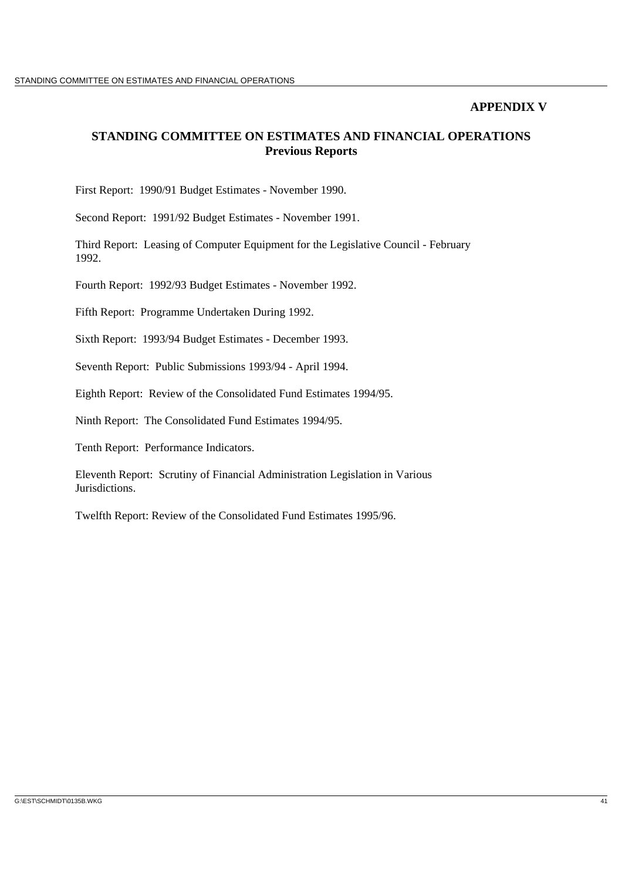**APPENDIX V**

# STANDING COMMITTEE ON ESTIMATES AND FINANCIAL OPERATIONS

## Previous Reports

First Report: 1990/91 Budget Estimates - November 1990.

Second Report: 1991/92 Budget Estimates - November 1991.

Third Report: Leasing of Computer Equipment for the Legislative Council - February 1992.

Fourth Report: 1992/93 Budget Estimates - November 1992.

Fifth Report: Programme Undertaken During 1992.

Sixth Report: 1993/94 Budget Estimates - December 1993.

Seventh Report: Public Submissions 1993/94 - April 1994.

Eighth Report: Review of the Consolidated Fund Estimates 1994/95.

Ninth Report: The Consolidated Fund Estimates 1994/95.

Tenth Report: Performance Indicators.

Eleventh Report: Scrutiny of Financial Administration Legislation in Various Jurisdictions.

Twelfth Report: Review of the Consolidated Fund Estimates 1995/96.